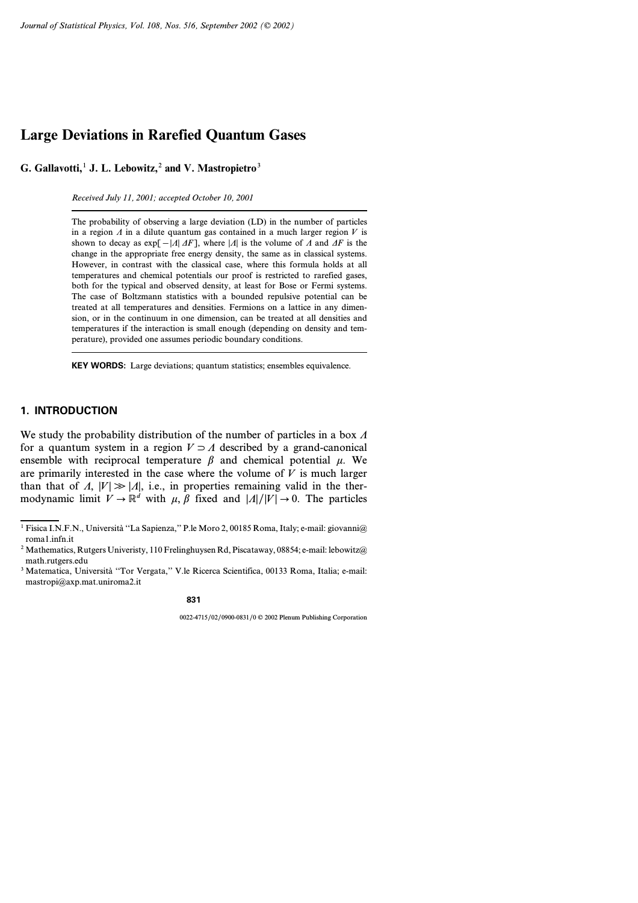# Large Deviations in Rarefied Quantum Gases

**G. Gallavotti,**[1] **J. L. Lebowitz,**[2] **and V. Mastropietro**[3]

*Received July 11, 2001; accepted October 10, 2001*

The probability of observing a large deviation (LD) in the number of particles in a region $\Lambda$ in a dilute quantum gas contained in a much larger region $V$ is shown to decay as $\exp[-|\Lambda| \Delta F]$, where $|\Lambda|$ is the volume of $\Lambda$ and $\Delta F$ is the change in the appropriate free energy density, the same as in classical systems. However, in contrast with the classical case, where this formula holds at all temperatures and chemical potentials our proof is restricted to rarefied gases, both for the typical and observed density, at least for Bose or Fermi systems. The case of Boltzmann statistics with a bounded repulsive potential can be treated at all temperatures and densities. Fermions on a lattice in any dimension, or in the continuum in one dimension, can be treated at all densities and temperatures if the interaction is small enough (depending on density and temperature), provided one assumes periodic boundary conditions.

**KEY WORDS:** Large deviations; quantum statistics; ensembles equivalence.

## 1. INTRODUCTION

We study the probability distribution of the number of particles in a box $\Lambda$ for a quantum system in a region $V \supset \Lambda$ described by a grand-canonical ensemble with reciprocal temperature $\beta$ and chemical potential $\mu$. We are primarily interested in the case where the volume of $V$ is much larger than that of $\Lambda$, $|V| \gg |\Lambda|$, i.e., in properties remaining valid in the thermodynamic limit $V \to \mathbb{R}^d$ with $\mu, \beta$ fixed and $|\Lambda|/|V| \to 0$. The particles

---

[1] Fisica I.N.F.N., Università "La Sapienza," P.le Moro 2, 00185 Roma, Italy; e-mail: giovanni@roma1.infn.it

[2] Mathematics, Rutgers Univeristy, 110 Frelinghuysen Rd, Piscataway, 08854; e-mail: lebowitz@math.rutgers.edu

[3] Matematica, Università "Tor Vergata," V.le Ricerca Scientifica, 00133 Roma, Italia; e-mail: mastropi@axp.mat.uniroma2.it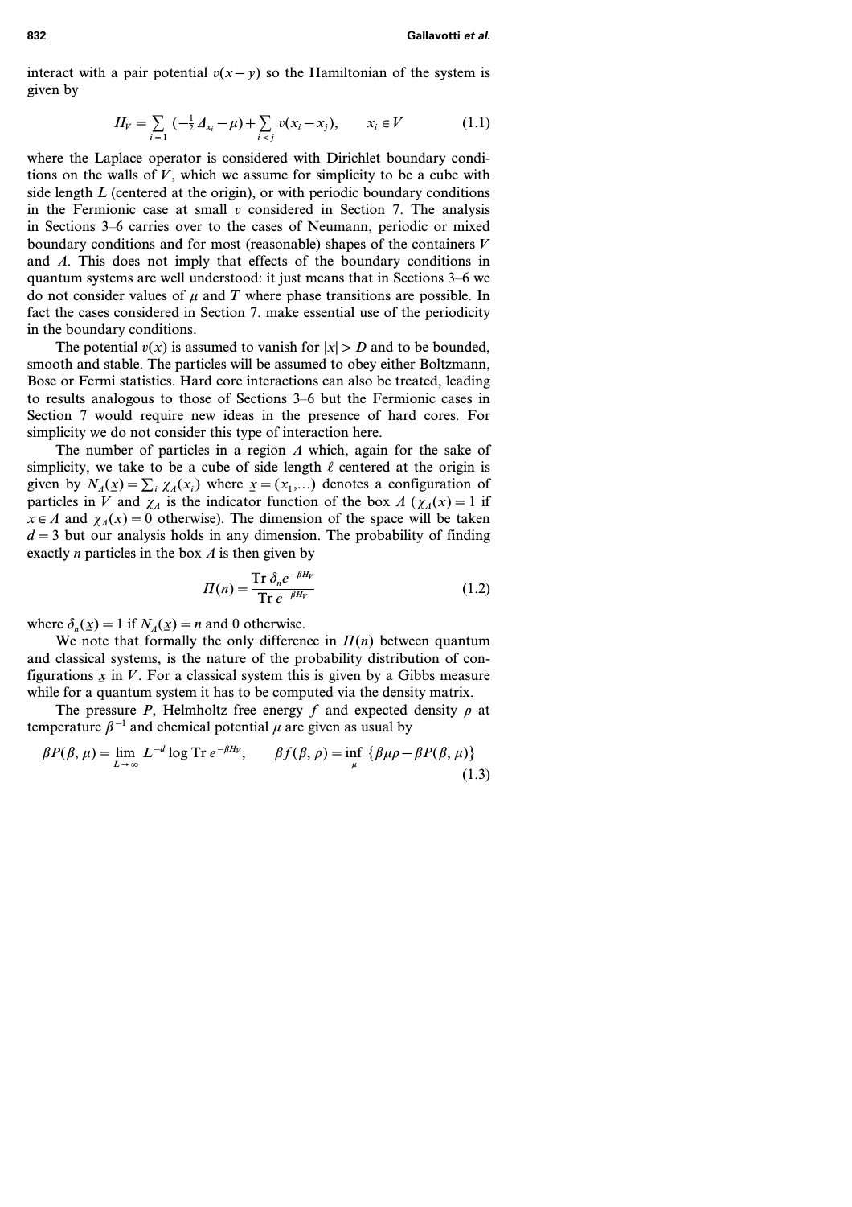interact with a pair potential $v(x-y)$ so the Hamiltonian of the system is given by

$$H_V = \sum_{i=1} \left(-\tfrac{1}{2}\Delta_{x_i} - \mu\right) + \sum_{i<j} v(x_i - x_j), \qquad x_i \in V \tag{1.1}$$

where the Laplace operator is considered with Dirichlet boundary conditions on the walls of $V$, which we assume for simplicity to be a cube with side length $L$ (centered at the origin), or with periodic boundary conditions in the Fermionic case at small $v$ considered in Section 7. The analysis in Sections 3–6 carries over to the cases of Neumann, periodic or mixed boundary conditions and for most (reasonable) shapes of the containers $V$ and $\Lambda$. This does not imply that effects of the boundary conditions in quantum systems are well understood: it just means that in Sections 3–6 we do not consider values of $\mu$ and $T$ where phase transitions are possible. In fact the cases considered in Section 7. make essential use of the periodicity in the boundary conditions.

The potential $v(x)$ is assumed to vanish for $|x| > D$ and to be bounded, smooth and stable. The particles will be assumed to obey either Boltzmann, Bose or Fermi statistics. Hard core interactions can also be treated, leading to results analogous to those of Sections 3–6 but the Fermionic cases in Section 7 would require new ideas in the presence of hard cores. For simplicity we do not consider this type of interaction here.

The number of particles in a region $\Lambda$ which, again for the sake of simplicity, we take to be a cube of side length $\ell$ centered at the origin is given by $N_\Lambda(\underline{x}) = \sum_i \chi_\Lambda(x_i)$ where $\underline{x} = (x_1,...)$ denotes a configuration of particles in $V$ and $\chi_\Lambda$ is the indicator function of the box $\Lambda$ ($\chi_\Lambda(x) = 1$ if $x \in \Lambda$ and $\chi_\Lambda(x) = 0$ otherwise). The dimension of the space will be taken $d = 3$ but our analysis holds in any dimension. The probability of finding exactly $n$ particles in the box $\Lambda$ is then given by

$$\Pi(n) = \frac{\operatorname{Tr} \delta_n e^{-\beta H_V}}{\operatorname{Tr} e^{-\beta H_V}} \tag{1.2}$$

where $\delta_n(\underline{x}) = 1$ if $N_\Lambda(\underline{x}) = n$ and 0 otherwise.

We note that formally the only difference in $\Pi(n)$ between quantum and classical systems, is the nature of the probability distribution of configurations $\underline{x}$ in $V$. For a classical system this is given by a Gibbs measure while for a quantum system it has to be computed via the density matrix.

The pressure $P$, Helmholtz free energy $f$ and expected density $\rho$ at temperature $\beta^{-1}$ and chemical potential $\mu$ are given as usual by

$$\beta P(\beta, \mu) = \lim_{L\to\infty} L^{-d} \log \operatorname{Tr} e^{-\beta H_V}, \qquad \beta f(\beta, \rho) = \inf_{\mu} \{\beta\mu\rho - \beta P(\beta, \mu)\} \tag{1.3}$$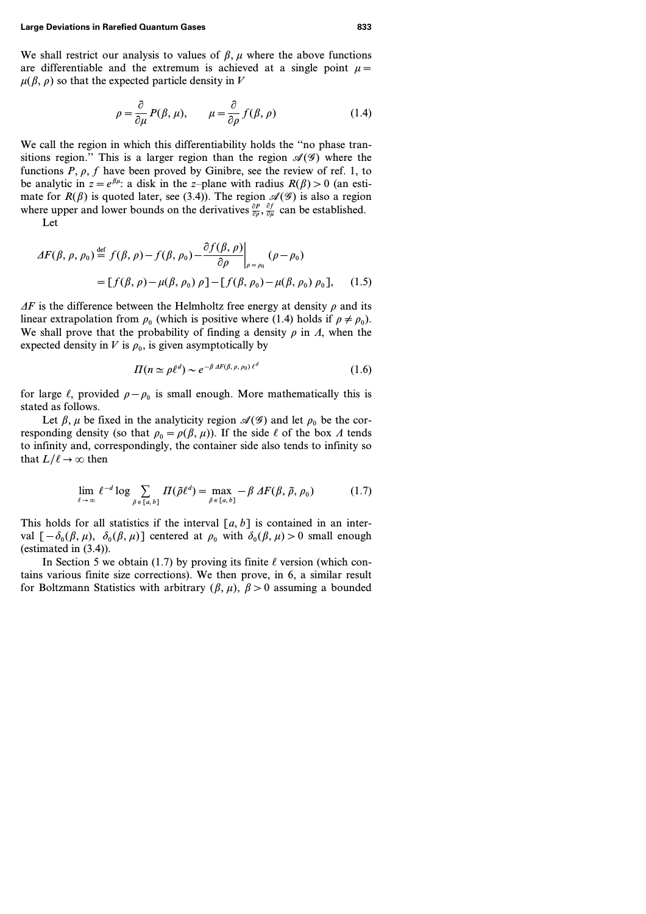We shall restrict our analysis to values of $\beta$, $\mu$ where the above functions are differentiable and the extremum is achieved at a single point $\mu = \mu(\beta, \rho)$ so that the expected particle density in $V$

$$\rho = \frac{\partial}{\partial \mu} P(\beta, \mu), \qquad \mu = \frac{\partial}{\partial \rho} f(\beta, \rho) \tag{1.4}$$

We call the region in which this differentiability holds the "no phase transitions region." This is a larger region than the region $\mathscr{A}(\mathscr{G})$ where the functions $P$, $\rho$, $f$ have been proved by Ginibre, see the review of ref. 1, to be analytic in $z = e^{\beta\mu}$: a disk in the $z$–plane with radius $R(\beta) > 0$ (an estimate for $R(\beta)$ is quoted later, see (3.4)). The region $\mathscr{A}(\mathscr{G})$ is also a region where upper and lower bounds on the derivatives $\frac{\partial P}{\partial \rho}, \frac{\partial f}{\partial \mu}$ can be established.

Let

$$\begin{aligned}
\Delta F(\beta, \rho, \rho_0) &\stackrel{\text{def}}{=} f(\beta, \rho) - f(\beta, \rho_0) - \left.\frac{\partial f(\beta, \rho)}{\partial \rho}\right|_{\rho = \rho_0} (\rho - \rho_0) \\
&= [f(\beta, \rho) - \mu(\beta, \rho_0)\, \rho] - [f(\beta, \rho_0) - \mu(\beta, \rho_0)\, \rho_0],
\end{aligned} \tag{1.5}$$

$\Delta F$ is the difference between the Helmholtz free energy at density $\rho$ and its linear extrapolation from $\rho_0$ (which is positive where (1.4) holds if $\rho \neq \rho_0$). We shall prove that the probability of finding a density $\rho$ in $\Lambda$, when the expected density in $V$ is $\rho_0$, is given asymptotically by

$$\Pi(n \simeq \rho \ell^d) \sim e^{-\beta\, \Delta F(\beta, \rho, \rho_0)\, \ell^d} \tag{1.6}$$

for large $\ell$, provided $\rho - \rho_0$ is small enough. More mathematically this is stated as follows.

Let $\beta$, $\mu$ be fixed in the analyticity region $\mathscr{A}(\mathscr{G})$ and let $\rho_0$ be the corresponding density (so that $\rho_0 = \rho(\beta, \mu)$). If the side $\ell$ of the box $\Lambda$ tends to infinity and, correspondingly, the container side also tends to infinity so that $L/\ell \to \infty$ then

$$\lim_{\ell \to \infty} \ell^{-d} \log \sum_{\tilde{\rho} \in [a, b]} \Pi(\tilde{\rho} \ell^d) = \max_{\tilde{\rho} \in [a, b]} -\beta\, \Delta F(\beta, \tilde{\rho}, \rho_0) \tag{1.7}$$

This holds for all statistics if the interval $[a, b]$ is contained in an interval $[-\delta_0(\beta, \mu),\ \delta_0(\beta, \mu)]$ centered at $\rho_0$ with $\delta_0(\beta, \mu) > 0$ small enough (estimated in (3.4)).

In Section 5 we obtain (1.7) by proving its finite $\ell$ version (which contains various finite size corrections). We then prove, in 6, a similar result for Boltzmann Statistics with arbitrary $(\beta, \mu)$, $\beta > 0$ assuming a bounded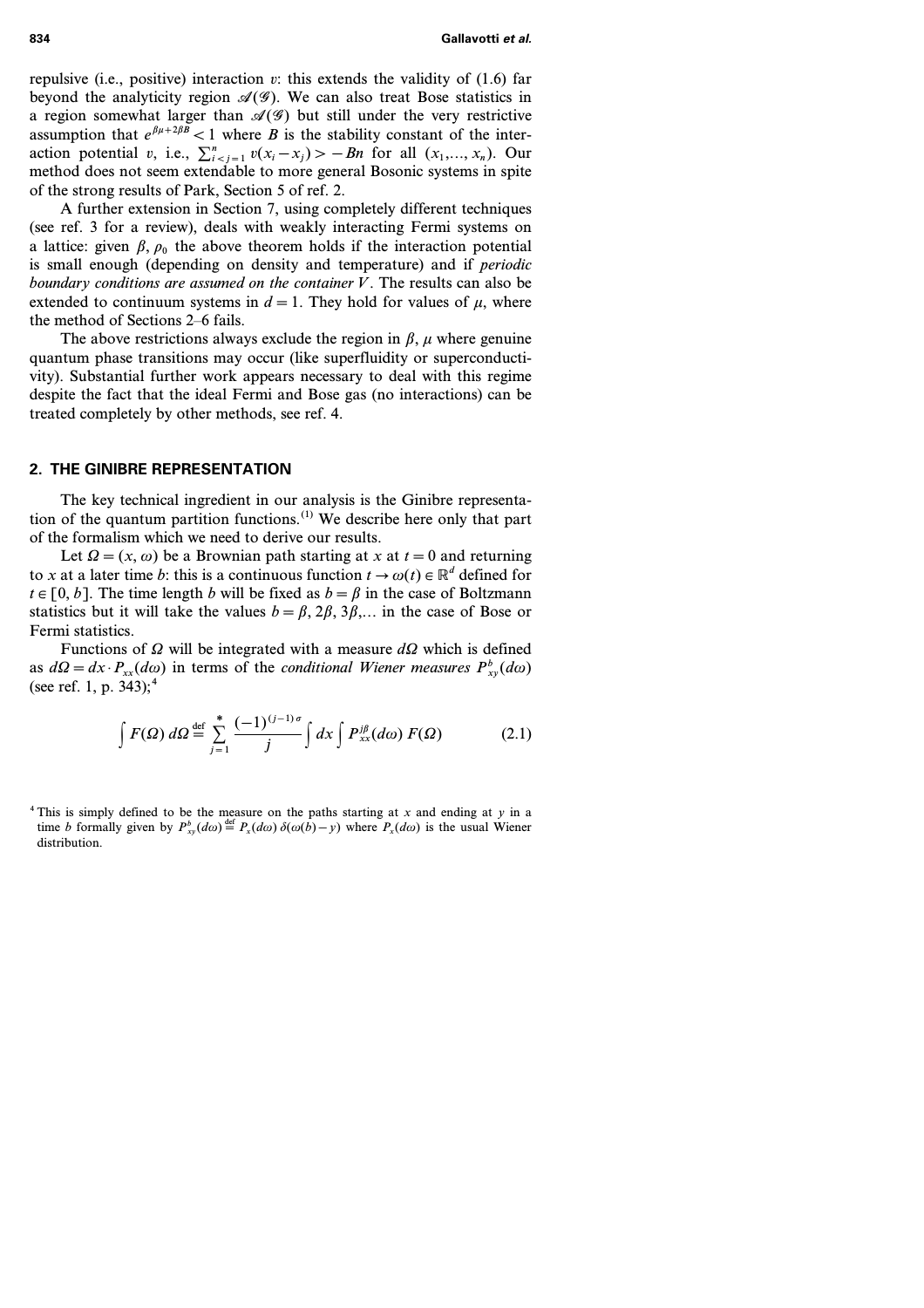repulsive (i.e., positive) interaction $v$: this extends the validity of (1.6) far beyond the analyticity region $\mathscr{A}(\mathscr{G})$. We can also treat Bose statistics in a region somewhat larger than $\mathscr{A}(\mathscr{G})$ but still under the very restrictive assumption that $e^{\beta\mu+2\beta B}<1$ where $B$ is the stability constant of the interaction potential $v$, i.e., $\sum_{i<j=1}^{n} v(x_i-x_j)>-Bn$ for all $(x_1,\ldots,x_n)$. Our method does not seem extendable to more general Bosonic systems in spite of the strong results of Park, Section 5 of ref. 2.

A further extension in Section 7, using completely different techniques (see ref. 3 for a review), deals with weakly interacting Fermi systems on a lattice: given $\beta$, $\rho_0$ the above theorem holds if the interaction potential is small enough (depending on density and temperature) and if *periodic boundary conditions are assumed on the container $V$*. The results can also be extended to continuum systems in $d=1$. They hold for values of $\mu$, where the method of Sections 2–6 fails.

The above restrictions always exclude the region in $\beta$, $\mu$ where genuine quantum phase transitions may occur (like superfluidity or superconductivity). Substantial further work appears necessary to deal with this regime despite the fact that the ideal Fermi and Bose gas (no interactions) can be treated completely by other methods, see ref. 4.

## 2. THE GINIBRE REPRESENTATION

The key technical ingredient in our analysis is the Ginibre representation of the quantum partition functions.[1] We describe here only that part of the formalism which we need to derive our results.

Let $\Omega=(x,\omega)$ be a Brownian path starting at $x$ at $t=0$ and returning to $x$ at a later time $b$: this is a continuous function $t\to\omega(t)\in\mathbb{R}^d$ defined for $t\in[0,b]$. The time length $b$ will be fixed as $b=\beta$ in the case of Boltzmann statistics but it will take the values $b=\beta, 2\beta, 3\beta,\ldots$ in the case of Bose or Fermi statistics.

Functions of $\Omega$ will be integrated with a measure $d\Omega$ which is defined as $d\Omega=dx\cdot P_{xx}(d\omega)$ in terms of the *conditional Wiener measures* $P_{xy}^{b}(d\omega)$ (see ref. 1, p. 343);[4]

$$\int F(\Omega)\,d\Omega \overset{\text{def}}{=} \sum_{j=1}^{*} \frac{(-1)^{(j-1)\sigma}}{j}\int dx \int P_{xx}^{j\beta}(d\omega)\,F(\Omega) \tag{2.1}$$

[4] This is simply defined to be the measure on the paths starting at $x$ and ending at $y$ in a time $b$ formally given by $P_{xy}^{b}(d\omega)\overset{\text{def}}{=}P_x(d\omega)\,\delta(\omega(b)-y)$ where $P_x(d\omega)$ is the usual Wiener distribution.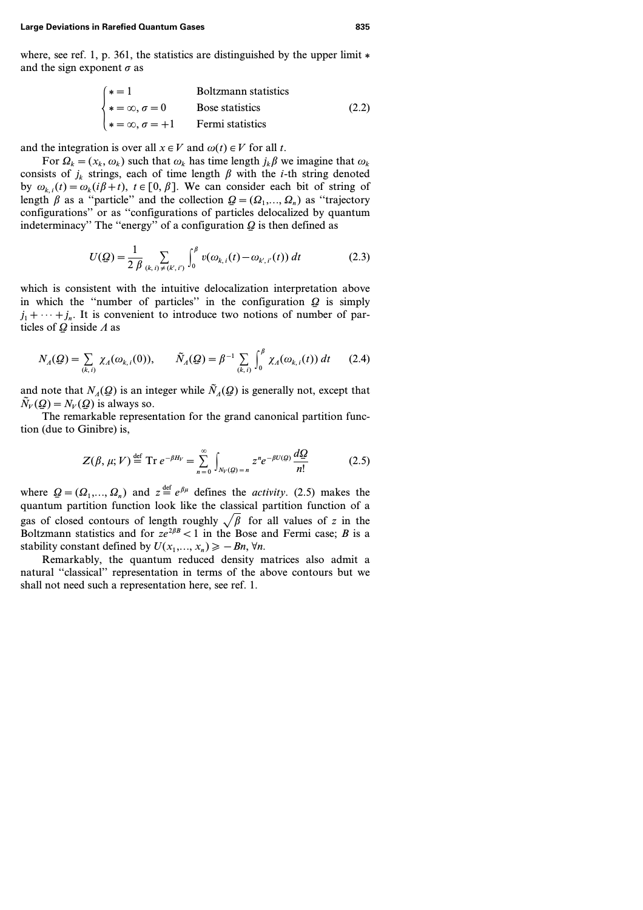where, see ref. 1, p. 361, the statistics are distinguished by the upper limit $*$ and the sign exponent $\sigma$ as

$$
\begin{cases} * = 1 & \text{Boltzmann statistics} \\ * = \infty, \sigma = 0 & \text{Bose statistics} \\ * = \infty, \sigma = +1 & \text{Fermi statistics} \end{cases} \tag{2.2}
$$

and the integration is over all $x \in V$ and $\omega(t) \in V$ for all $t$.

For $\Omega_k = (x_k, \omega_k)$ such that $\omega_k$ has time length $j_k \beta$ we imagine that $\omega_k$ consists of $j_k$ strings, each of time length $\beta$ with the $i$-th string denoted by $\omega_{k,i}(t) = \omega_k(i\beta + t)$, $t \in [0, \beta]$. We can consider each bit of string of length $\beta$ as a "particle" and the collection $\underline{\Omega} = (\Omega_1,..., \Omega_n)$ as "trajectory configurations" or as "configurations of particles delocalized by quantum indeterminacy" The "energy" of a configuration $\underline{\Omega}$ is then defined as

$$
U(\underline{\Omega}) = \frac{1}{2\beta} \sum_{(k,i) \neq (k',i')} \int_0^\beta v(\omega_{k,i}(t) - \omega_{k',i'}(t))\, dt \tag{2.3}
$$

which is consistent with the intuitive delocalization interpretation above in which the "number of particles" in the configuration $\underline{\Omega}$ is simply $j_1 + \cdots + j_n$. It is convenient to introduce two notions of number of particles of $\underline{\Omega}$ inside $\Lambda$ as

$$
N_\Lambda(\underline{\Omega}) = \sum_{(k,i)} \chi_\Lambda(\omega_{k,i}(0)), \qquad \tilde{N}_\Lambda(\underline{\Omega}) = \beta^{-1} \sum_{(k,i)} \int_0^\beta \chi_\Lambda(\omega_{k,i}(t))\, dt \tag{2.4}
$$

and note that $N_\Lambda(\underline{\Omega})$ is an integer while $\tilde{N}_\Lambda(\underline{\Omega})$ is generally not, except that $\tilde{N}_V(\underline{\Omega}) = N_V(\underline{\Omega})$ is always so.

The remarkable representation for the grand canonical partition function (due to Ginibre) is,

$$
Z(\beta, \mu; V) \stackrel{\text{def}}{=} \operatorname{Tr} e^{-\beta H_V} = \sum_{n=0}^{\infty} \int_{N_V(\underline{\Omega}) = n} z^n e^{-\beta U(\underline{\Omega})} \frac{d\underline{\Omega}}{n!} \tag{2.5}
$$

where $\underline{\Omega} = (\Omega_1,..., \Omega_n)$ and $z \stackrel{\text{def}}{=} e^{\beta\mu}$ defines the *activity*. (2.5) makes the quantum partition function look like the classical partition function of a gas of closed contours of length roughly $\sqrt{\beta}$ for all values of $z$ in the Boltzmann statistics and for $z e^{2\beta B} < 1$ in the Bose and Fermi case; $B$ is a stability constant defined by $U(x_1,..., x_n) \geqslant -Bn$, $\forall n$.

Remarkably, the quantum reduced density matrices also admit a natural "classical" representation in terms of the above contours but we shall not need such a representation here, see ref. 1.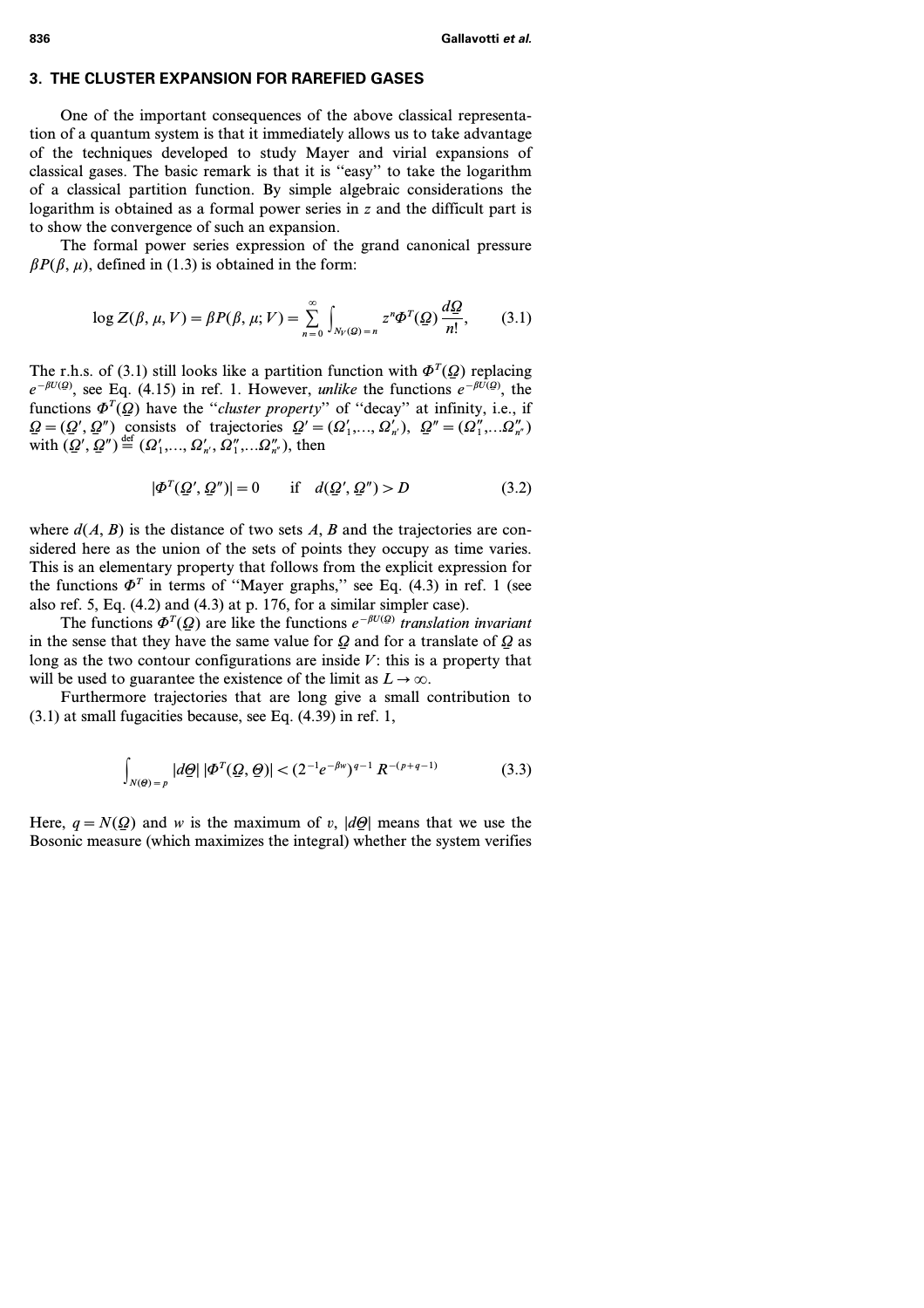## 3. THE CLUSTER EXPANSION FOR RAREFIED GASES

One of the important consequences of the above classical representation of a quantum system is that it immediately allows us to take advantage of the techniques developed to study Mayer and virial expansions of classical gases. The basic remark is that it is "easy" to take the logarithm of a classical partition function. By simple algebraic considerations the logarithm is obtained as a formal power series in $z$ and the difficult part is to show the convergence of such an expansion.

The formal power series expression of the grand canonical pressure $\beta P(\beta, \mu)$, defined in (1.3) is obtained in the form:

$$\log Z(\beta, \mu, V) = \beta P(\beta, \mu; V) = \sum_{n=0}^{\infty} \int_{N_V(\underline{\Omega}) = n} z^n \Phi^T(\underline{\Omega}) \frac{d\underline{\Omega}}{n!}, \tag{3.1}$$

The r.h.s. of (3.1) still looks like a partition function with $\Phi^T(\underline{\Omega})$ replacing $e^{-\beta U(\underline{\Omega})}$, see Eq. (4.15) in ref. 1. However, *unlike* the functions $e^{-\beta U(\underline{\Omega})}$, the functions $\Phi^T(\underline{\Omega})$ have the "*cluster property*" of "decay" at infinity, i.e., if $\underline{\Omega} = (\underline{\Omega}', \underline{\Omega}'')$ consists of trajectories $\underline{\Omega}' = (\Omega'_1, \ldots, \Omega'_{n'})$, $\underline{\Omega}'' = (\Omega''_1, \ldots \Omega''_{n''})$ with $(\underline{\Omega}', \underline{\Omega}'') \stackrel{\text{def}}{=} (\Omega'_1, \ldots, \Omega'_{n'}, \Omega''_1, \ldots \Omega''_{n''})$, then

$$|\Phi^T(\underline{\Omega}', \underline{\Omega}'')| = 0 \qquad \text{if} \quad d(\underline{\Omega}', \underline{\Omega}'') > D \tag{3.2}$$

where $d(A, B)$ is the distance of two sets $A$, $B$ and the trajectories are considered here as the union of the sets of points they occupy as time varies. This is an elementary property that follows from the explicit expression for the functions $\Phi^T$ in terms of "Mayer graphs," see Eq. (4.3) in ref. 1 (see also ref. 5, Eq. (4.2) and (4.3) at p. 176, for a similar simpler case).

The functions $\Phi^T(\underline{\Omega})$ are like the functions $e^{-\beta U(\underline{\Omega})}$ *translation invariant* in the sense that they have the same value for $\underline{\Omega}$ and for a translate of $\underline{\Omega}$ as long as the two contour configurations are inside $V$: this is a property that will be used to guarantee the existence of the limit as $L \to \infty$.

Furthermore trajectories that are long give a small contribution to (3.1) at small fugacities because, see Eq. (4.39) in ref. 1,

$$\int_{N(\underline{\Theta}) = p} |d\underline{\Theta}| \, |\Phi^T(\underline{\Omega}, \underline{\Theta})| < (2^{-1} e^{-\beta w})^{q-1} \, R^{-(p+q-1)} \tag{3.3}$$

Here, $q = N(\underline{\Omega})$ and $w$ is the maximum of $v$, $|d\underline{\Theta}|$ means that we use the Bosonic measure (which maximizes the integral) whether the system verifies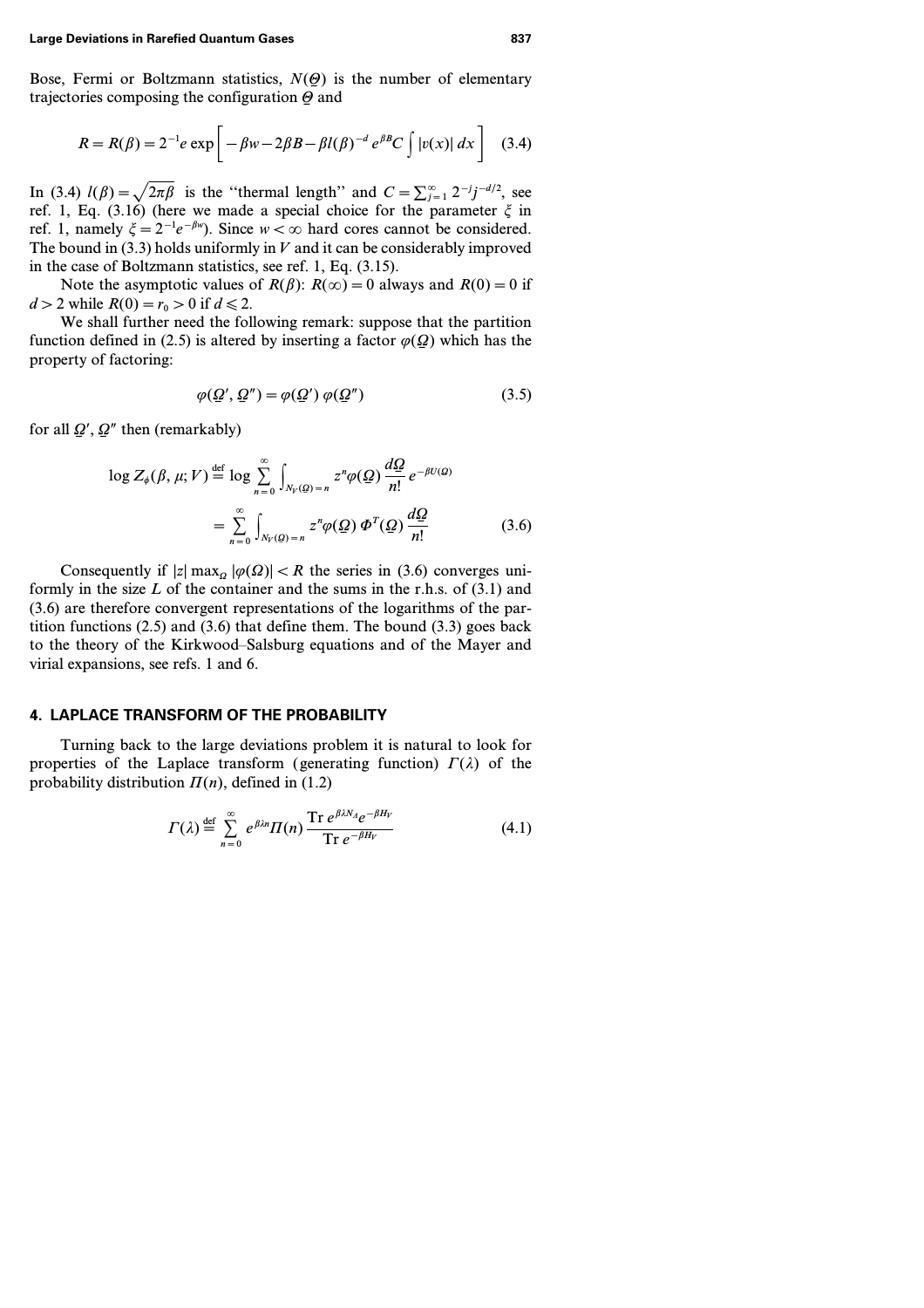Bose, Fermi or Boltzmann statistics, $N(\underline{\Theta})$ is the number of elementary trajectories composing the configuration $\underline{\Theta}$ and

$$R = R(\beta) = 2^{-1}e \exp\left[-\beta w - 2\beta B - \beta l(\beta)^{-d} e^{\beta B} C \int |v(x)|\, dx\right] \tag{3.4}$$

In (3.4) $l(\beta) = \sqrt{2\pi\beta}$ is the "thermal length" and $C = \sum_{j=1}^{\infty} 2^{-j} j^{-d/2}$, see ref. 1, Eq. (3.16) (here we made a special choice for the parameter $\xi$ in ref. 1, namely $\xi = 2^{-1}e^{-\beta w}$). Since $w < \infty$ hard cores cannot be considered. The bound in (3.3) holds uniformly in $V$ and it can be considerably improved in the case of Boltzmann statistics, see ref. 1, Eq. (3.15).

Note the asymptotic values of $R(\beta)$: $R(\infty) = 0$ always and $R(0) = 0$ if $d > 2$ while $R(0) = r_0 > 0$ if $d \leqslant 2$.

We shall further need the following remark: suppose that the partition function defined in (2.5) is altered by inserting a factor $\varphi(\underline{\Omega})$ which has the property of factoring:

$$\varphi(\underline{\Omega}', \underline{\Omega}'') = \varphi(\underline{\Omega}')\, \varphi(\underline{\Omega}'') \tag{3.5}$$

for all $\underline{\Omega}'$, $\underline{\Omega}''$ then (remarkably)

$$\begin{aligned}
\log Z_\phi(\beta, \mu; V) &\stackrel{\text{def}}{=} \log \sum_{n=0}^{\infty} \int_{N_V(\underline{\Omega}) = n} z^n \varphi(\underline{\Omega}) \frac{d\underline{\Omega}}{n!} e^{-\beta U(\underline{\Omega})} \\
&= \sum_{n=0}^{\infty} \int_{N_V(\underline{\Omega}) = n} z^n \varphi(\underline{\Omega})\, \Phi^T(\underline{\Omega}) \frac{d\underline{\Omega}}{n!}
\end{aligned} \tag{3.6}$$

Consequently if $|z| \max_{\Omega} |\varphi(\Omega)| < R$ the series in (3.6) converges uniformly in the size $L$ of the container and the sums in the r.h.s. of (3.1) and (3.6) are therefore convergent representations of the logarithms of the partition functions (2.5) and (3.6) that define them. The bound (3.3) goes back to the theory of the Kirkwood–Salsburg equations and of the Mayer and virial expansions, see refs. 1 and 6.

## 4. LAPLACE TRANSFORM OF THE PROBABILITY

Turning back to the large deviations problem it is natural to look for properties of the Laplace transform (generating function) $\Gamma(\lambda)$ of the probability distribution $\Pi(n)$, defined in (1.2)

$$\Gamma(\lambda) \stackrel{\text{def}}{=} \sum_{n=0}^{\infty} e^{\beta\lambda n} \Pi(n) \frac{\operatorname{Tr} e^{\beta\lambda N_A} e^{-\beta H_V}}{\operatorname{Tr} e^{-\beta H_V}} \tag{4.1}$$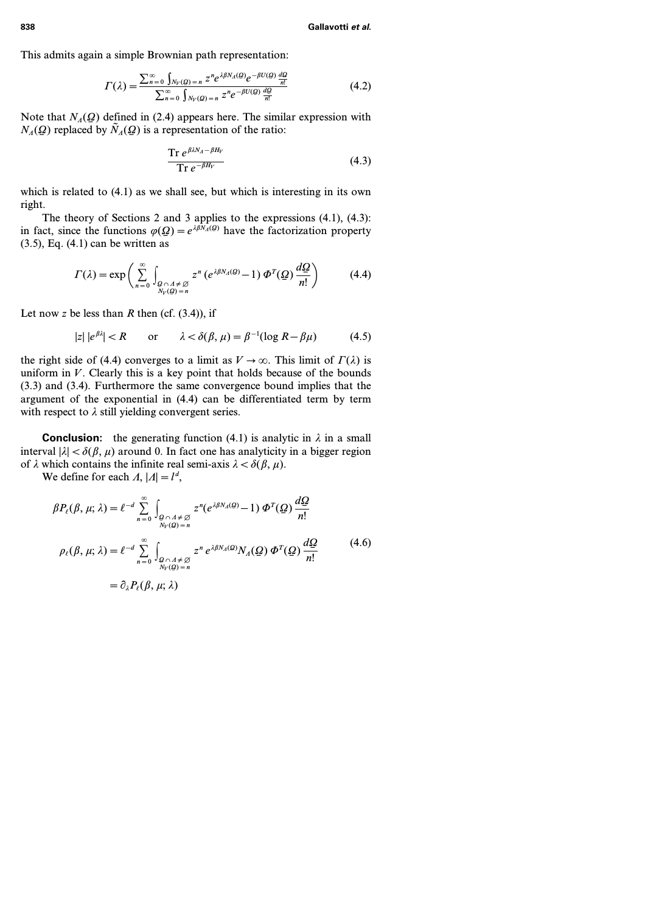This admits again a simple Brownian path representation:

$$\Gamma(\lambda) = \frac{\sum_{n=0}^{\infty} \int_{N_V(\underline{\Omega})=n} z^n e^{\lambda\beta N_\Lambda(\underline{\Omega})} e^{-\beta U(\underline{\Omega})} \frac{d\underline{\Omega}}{n!}}{\sum_{n=0}^{\infty} \int_{N_V(\underline{\Omega})=n} z^n e^{-\beta U(\underline{\Omega})} \frac{d\underline{\Omega}}{n!}} \tag{4.2}$$

Note that $N_\Lambda(\underline{\Omega})$ defined in (2.4) appears here. The similar expression with $N_\Lambda(\underline{\Omega})$ replaced by $\tilde{N}_\Lambda(\underline{\Omega})$ is a representation of the ratio:

$$\frac{\operatorname{Tr} e^{\beta\lambda N_\Lambda - \beta H_V}}{\operatorname{Tr} e^{-\beta H_V}} \tag{4.3}$$

which is related to (4.1) as we shall see, but which is interesting in its own right.

The theory of Sections 2 and 3 applies to the expressions (4.1), (4.3): in fact, since the functions $\varphi(\underline{\Omega}) = e^{\lambda\beta N_\Lambda(\underline{\Omega})}$ have the factorization property (3.5), Eq. (4.1) can be written as

$$\Gamma(\lambda) = \exp\left( \sum_{n=0}^{\infty} \int_{\substack{\underline{\Omega} \cap \Lambda \neq \varnothing \\ N_V(\underline{\Omega})=n}} z^n \left(e^{\lambda\beta N_\Lambda(\underline{\Omega})} - 1\right) \Phi^T(\underline{\Omega}) \frac{d\underline{\Omega}}{n!} \right) \tag{4.4}$$

Let now $z$ be less than $R$ then (cf. (3.4)), if

$$|z| \, |e^{\beta\lambda}| < R \qquad \text{or} \qquad \lambda < \delta(\beta, \mu) = \beta^{-1}(\log R - \beta\mu) \tag{4.5}$$

the right side of (4.4) converges to a limit as $V \to \infty$. This limit of $\Gamma(\lambda)$ is uniform in $V$. Clearly this is a key point that holds because of the bounds (3.3) and (3.4). Furthermore the same convergence bound implies that the argument of the exponential in (4.4) can be differentiated term by term with respect to $\lambda$ still yielding convergent series.

**Conclusion:** the generating function (4.1) is analytic in $\lambda$ in a small interval $|\lambda| < \delta(\beta, \mu)$ around 0. In fact one has analyticity in a bigger region of $\lambda$ which contains the infinite real semi-axis $\lambda < \delta(\beta, \mu)$.

We define for each $\Lambda$, $|\Lambda| = l^d$,

$$\begin{aligned}
\beta P_\ell(\beta, \mu; \lambda) &= \ell^{-d} \sum_{n=0}^{\infty} \int_{\substack{\underline{\Omega} \cap \Lambda \neq \varnothing \\ N_V(\underline{\Omega})=n}} z^n \left(e^{\lambda\beta N_\Lambda(\underline{\Omega})} - 1\right) \Phi^T(\underline{\Omega}) \frac{d\underline{\Omega}}{n!} \\
\rho_\ell(\beta, \mu; \lambda) &= \ell^{-d} \sum_{n=0}^{\infty} \int_{\substack{\underline{\Omega} \cap \Lambda \neq \varnothing \\ N_V(\underline{\Omega})=n}} z^n \, e^{\lambda\beta N_\Lambda(\underline{\Omega})} N_\Lambda(\underline{\Omega}) \, \Phi^T(\underline{\Omega}) \frac{d\underline{\Omega}}{n!} \\
&= \partial_\lambda P_\ell(\beta, \mu; \lambda)
\end{aligned} \tag{4.6}$$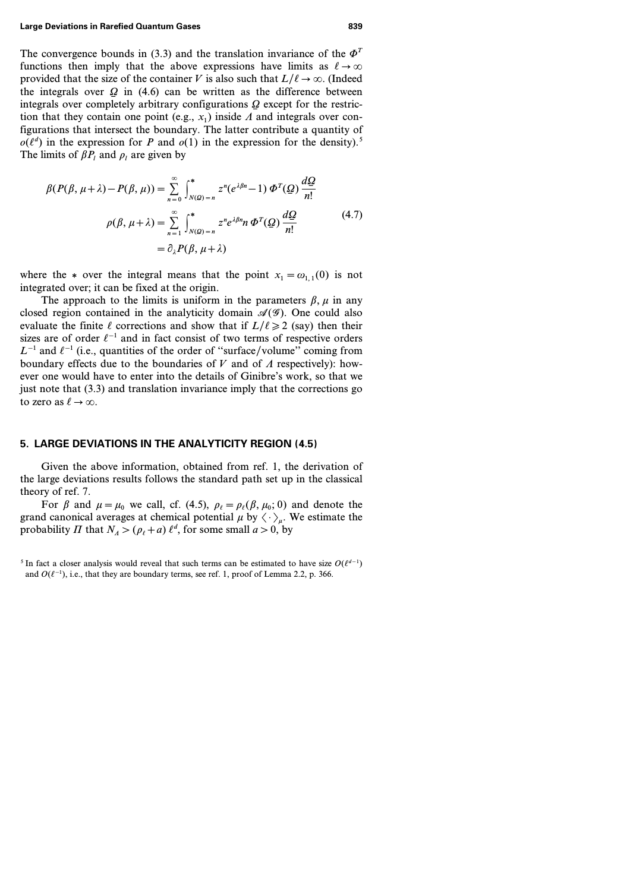The convergence bounds in (3.3) and the translation invariance of the $\Phi^T$ functions then imply that the above expressions have limits as $\ell \to \infty$ provided that the size of the container $V$ is also such that $L/\ell \to \infty$. (Indeed the integrals over $\Omega$ in (4.6) can be written as the difference between integrals over completely arbitrary configurations $\Omega$ except for the restriction that they contain one point (e.g., $x_1$) inside $\Lambda$ and integrals over configurations that intersect the boundary. The latter contribute a quantity of $o(\ell^d)$ in the expression for $P$ and $o(1)$ in the expression for the density).[5] The limits of $\beta P_l$ and $\rho_l$ are given by

$$
\begin{aligned}
\beta(P(\beta, \mu+\lambda) - P(\beta, \mu)) &= \sum_{n=0}^{\infty} \int^{*}_{N(\Omega)=n} z^n (e^{\lambda\beta n} - 1)\, \Phi^T(\Omega)\, \frac{d\Omega}{n!} \\
\rho(\beta, \mu+\lambda) &= \sum_{n=1}^{\infty} \int^{*}_{N(\Omega)=n} z^n e^{\lambda\beta n} n\, \Phi^T(\Omega)\, \frac{d\Omega}{n!} \\
&= \partial_\lambda P(\beta, \mu+\lambda)
\end{aligned}
\tag{4.7}
$$

where the $*$ over the integral means that the point $x_1 = \omega_{1,1}(0)$ is not integrated over; it can be fixed at the origin.

The approach to the limits is uniform in the parameters $\beta, \mu$ in any closed region contained in the analyticity domain $\mathscr{A}(\mathscr{G})$. One could also evaluate the finite $\ell$ corrections and show that if $L/\ell \geqslant 2$ (say) then their sizes are of order $\ell^{-1}$ and in fact consist of two terms of respective orders $L^{-1}$ and $\ell^{-1}$ (i.e., quantities of the order of "surface/volume" coming from boundary effects due to the boundaries of $V$ and of $\Lambda$ respectively): however one would have to enter into the details of Ginibre's work, so that we just note that (3.3) and translation invariance imply that the corrections go to zero as $\ell \to \infty$.

## 5. LARGE DEVIATIONS IN THE ANALYTICITY REGION (4.5)

Given the above information, obtained from ref. 1, the derivation of the large deviations results follows the standard path set up in the classical theory of ref. 7.

For $\beta$ and $\mu = \mu_0$ we call, cf. (4.5), $\rho_\ell = \rho_\ell(\beta, \mu_0; 0)$ and denote the grand canonical averages at chemical potential $\mu$ by $\langle \cdot \rangle_\mu$. We estimate the probability $\Pi$ that $N_\Lambda > (\rho_\ell + a)\, \ell^d$, for some small $a > 0$, by

[5] In fact a closer analysis would reveal that such terms can be estimated to have size $O(\ell^{d-1})$ and $O(\ell^{-1})$, i.e., that they are boundary terms, see ref. 1, proof of Lemma 2.2, p. 366.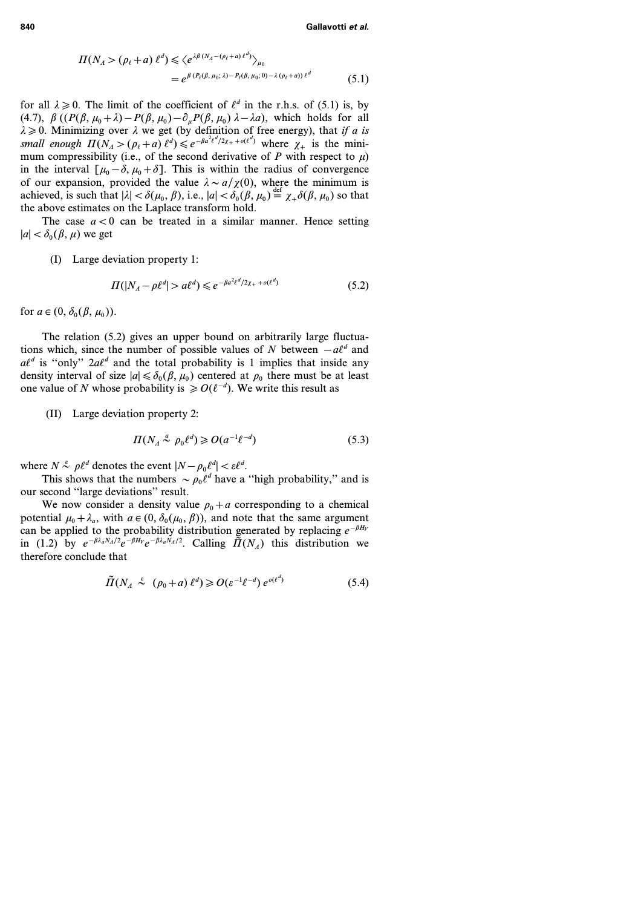$$\Pi(N_A > (\rho_\ell + a)\,\ell^d) \leqslant \langle e^{\lambda\beta(N_A - (\rho_\ell + a)\,\ell^d)}\rangle_{\mu_0}$$
$$= e^{\beta\,(P_\ell(\beta,\,\mu_0;\,\lambda) - P_\ell(\beta,\,\mu_0;\,0) - \lambda\,(\rho_\ell + a))\,\ell^d} \tag{5.1}$$

for all $\lambda \geqslant 0$. The limit of the coefficient of $\ell^d$ in the r.h.s. of (5.1) is, by (4.7), $\beta\,((P(\beta, \mu_0 + \lambda) - P(\beta, \mu_0) - \partial_\mu P(\beta, \mu_0)\,\lambda - \lambda a)$, which holds for all $\lambda \geqslant 0$. Minimizing over $\lambda$ we get (by definition of free energy), that *if $a$ is small enough* $\Pi(N_A > (\rho_\ell + a)\,\ell^d) \leqslant e^{-\beta a^2 \ell^d/2\chi_+ + o(\ell^d)}$ where $\chi_+$ is the minimum compressibility (i.e., of the second derivative of $P$ with respect to $\mu$) in the interval $[\mu_0 - \delta, \mu_0 + \delta]$. This is within the radius of convergence of our expansion, provided the value $\lambda \sim a/\chi(0)$, where the minimum is achieved, is such that $|\lambda| < \delta(\mu_0, \beta)$, i.e., $|a| < \delta_0(\beta, \mu_0) \stackrel{\text{def}}{=} \chi_+ \delta(\beta, \mu_0)$ so that the above estimates on the Laplace transform hold.

The case $a < 0$ can be treated in a similar manner. Hence setting $|a| < \delta_0(\beta, \mu)$ we get

(I) Large deviation property 1:

$$\Pi(|N_A - \rho\ell^d| > a\ell^d) \leqslant e^{-\beta a^2 \ell^d/2\chi_+ + o(\ell^d)} \tag{5.2}$$

for $a \in (0, \delta_0(\beta, \mu_0))$.

The relation (5.2) gives an upper bound on arbitrarily large fluctuations which, since the number of possible values of $N$ between $-a\ell^d$ and $a\ell^d$ is "only" $2a\ell^d$ and the total probability is 1 implies that inside any density interval of size $|a| \leqslant \delta_0(\beta, \mu_0)$ centered at $\rho_0$ there must be at least one value of $N$ whose probability is $\geqslant O(\ell^{-d})$. We write this result as

(II) Large deviation property 2:

$$\Pi(N_A \stackrel{a}{\sim} \rho_0 \ell^d) \geqslant O(a^{-1}\ell^{-d}) \tag{5.3}$$

where $N \stackrel{\varepsilon}{\sim} \rho\ell^d$ denotes the event $|N - \rho_0 \ell^d| < \varepsilon\ell^d$.

This shows that the numbers $\sim \rho_0 \ell^d$ have a "high probability," and is our second "large deviations" result.

We now consider a density value $\rho_0 + a$ corresponding to a chemical potential $\mu_0 + \lambda_a$, with $a \in (0, \delta_0(\mu_0, \beta))$, and note that the same argument can be applied to the probability distribution generated by replacing $e^{-\beta H_V}$ in (1.2) by $e^{-\beta\lambda_a N_A/2} e^{-\beta H_V} e^{-\beta\lambda_a N_A/2}$. Calling $\tilde{\Pi}(N_A)$ this distribution we therefore conclude that

$$\tilde{\Pi}(N_A \stackrel{\varepsilon}{\sim} (\rho_0 + a)\,\ell^d) \geqslant O(\varepsilon^{-1}\ell^{-d})\, e^{o(\ell^d)} \tag{5.4}$$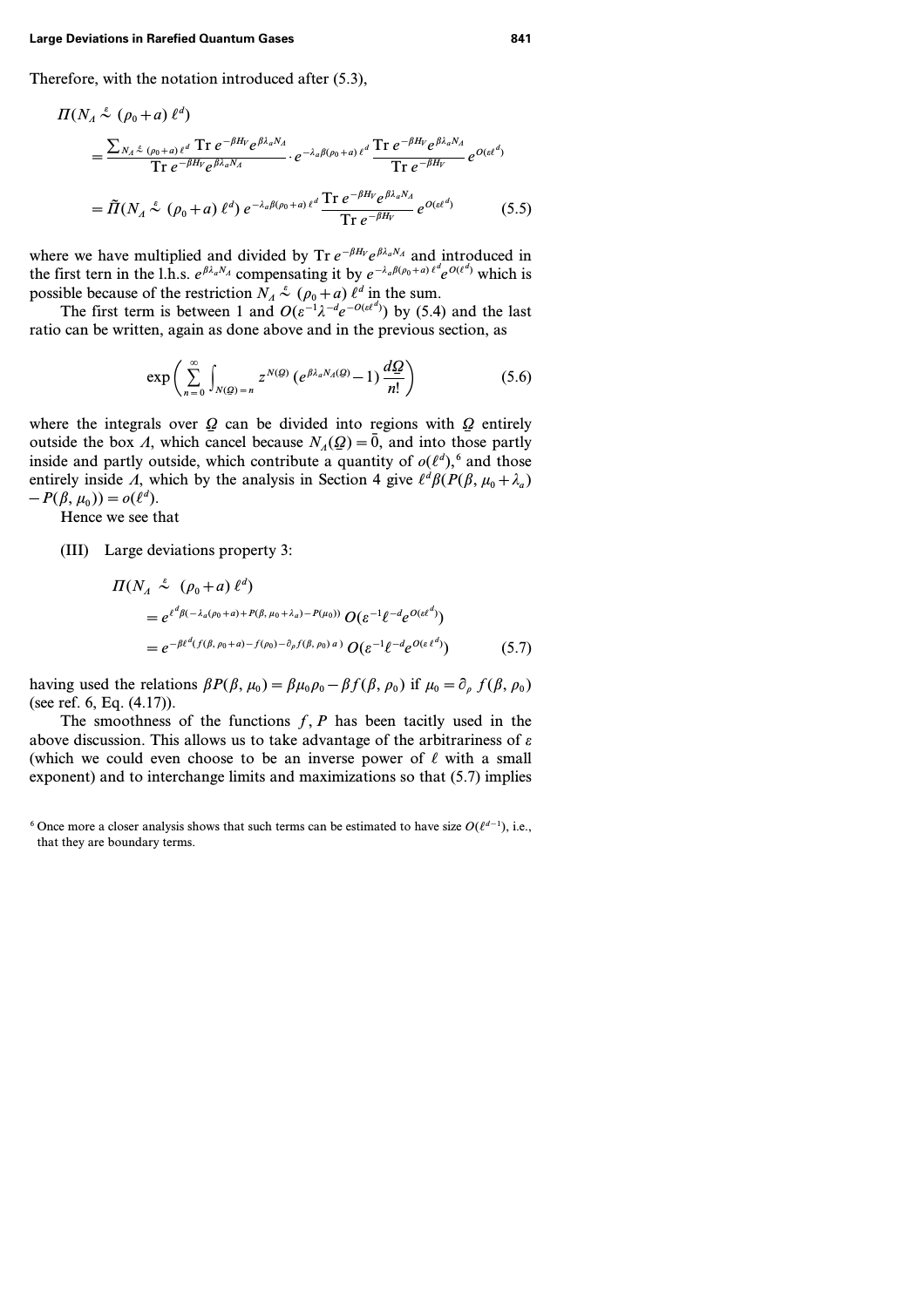Therefore, with the notation introduced after (5.3),

$$
\begin{aligned}
&\Pi(N_\Lambda \overset{\varepsilon}{\sim} (\rho_0+a)\,\ell^d) \\
&\quad = \frac{\sum_{N_\Lambda \overset{\varepsilon}{\sim} (\rho_0+a)\,\ell^d} \operatorname{Tr} e^{-\beta H_V} e^{\beta\lambda_a N_\Lambda}}{\operatorname{Tr} e^{-\beta H_V} e^{\beta\lambda_a N_\Lambda}} \cdot e^{-\lambda_a\beta(\rho_0+a)\,\ell^d}\,\frac{\operatorname{Tr} e^{-\beta H_V} e^{\beta\lambda_a N_\Lambda}}{\operatorname{Tr} e^{-\beta H_V}}\, e^{O(\varepsilon\ell^d)} \\
&\quad = \tilde{\Pi}(N_\Lambda \overset{\varepsilon}{\sim} (\rho_0+a)\,\ell^d)\, e^{-\lambda_a\beta(\rho_0+a)\,\ell^d}\,\frac{\operatorname{Tr} e^{-\beta H_V} e^{\beta\lambda_a N_\Lambda}}{\operatorname{Tr} e^{-\beta H_V}}\, e^{O(\varepsilon\ell^d)} \qquad (5.5)
\end{aligned}
$$

where we have multiplied and divided by $\operatorname{Tr} e^{-\beta H_V} e^{\beta\lambda_a N_\Lambda}$ and introduced in the first tern in the l.h.s. $e^{\beta\lambda_a N_\Lambda}$ compensating it by $e^{-\lambda_a\beta(\rho_0+a)\,\ell^d} e^{O(\ell^d)}$ which is possible because of the restriction $N_\Lambda \overset{\varepsilon}{\sim} (\rho_0+a)\,\ell^d$ in the sum.

The first term is between 1 and $O(\varepsilon^{-1}\lambda^{-d} e^{-O(\varepsilon\ell^d)})$ by (5.4) and the last ratio can be written, again as done above and in the previous section, as

$$
\exp\left(\sum_{n=0}^{\infty} \int_{N(\Omega)=n} z^{N(\Omega)}\,(e^{\beta\lambda_a N_\Lambda(\Omega)}-1)\,\frac{d\Omega}{n!}\right) \qquad (5.6)
$$

where the integrals over $\Omega$ can be divided into regions with $\Omega$ entirely outside the box $\Lambda$, which cancel because $N_\Lambda(\Omega)=\bar{0}$, and into those partly inside and partly outside, which contribute a quantity of $o(\ell^d)$,[6] and those entirely inside $\Lambda$, which by the analysis in Section 4 give $\ell^d\beta(P(\beta,\mu_0+\lambda_a) - P(\beta,\mu_0)) = o(\ell^d)$.

Hence we see that

(III) Large deviations property 3:

$$
\begin{aligned}
&\Pi(N_\Lambda \overset{\varepsilon}{\sim} (\rho_0+a)\,\ell^d) \\
&\quad = e^{\ell^d\beta(-\lambda_a(\rho_0+a)+P(\beta,\mu_0+\lambda_a)-P(\mu_0))}\, O(\varepsilon^{-1}\ell^{-d} e^{O(\varepsilon\ell^d)}) \\
&\quad = e^{-\beta\ell^d(f(\beta,\rho_0+a)-f(\rho_0)-\partial_\rho f(\beta,\rho_0)\,a)}\, O(\varepsilon^{-1}\ell^{-d} e^{O(\varepsilon\,\ell^d)}) \qquad (5.7)
\end{aligned}
$$

having used the relations $\beta P(\beta,\mu_0) = \beta\mu_0\rho_0 - \beta f(\beta,\rho_0)$ if $\mu_0 = \partial_\rho f(\beta,\rho_0)$ (see ref. 6, Eq. (4.17)).

The smoothness of the functions $f, P$ has been tacitly used in the above discussion. This allows us to take advantage of the arbitrariness of $\varepsilon$ (which we could even choose to be an inverse power of $\ell$ with a small exponent) and to interchange limits and maximizations so that (5.7) implies

[6] Once more a closer analysis shows that such terms can be estimated to have size $O(\ell^{d-1})$, i.e., that they are boundary terms.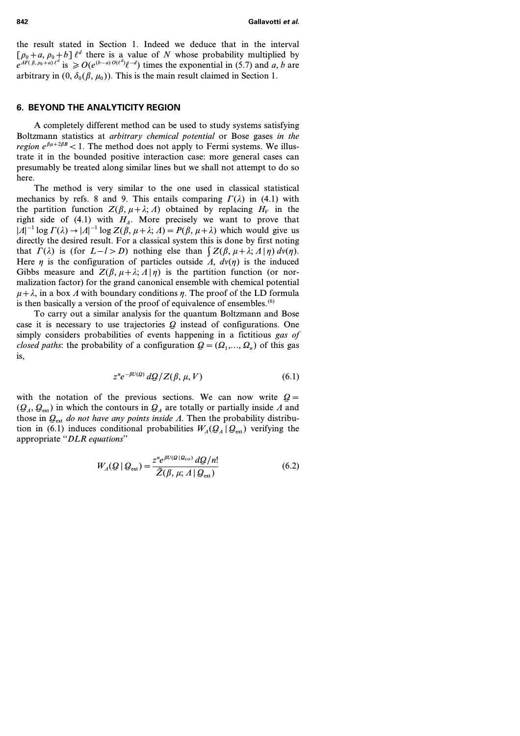the result stated in Section 1. Indeed we deduce that in the interval $[\rho_0 + a, \rho_0 + b]\,\ell^d$ there is a value of $N$ whose probability multiplied by $e^{\Delta F(\beta, \rho_0 + a)\,\ell^d}$ is $\geqslant O(e^{(b-a)\,O(\ell^d)}\ell^{-d})$ times the exponential in (5.7) and $a, b$ are arbitrary in $(0, \delta_0(\beta, \mu_0))$. This is the main result claimed in Section 1.

## 6. BEYOND THE ANALYTICITY REGION

A completely different method can be used to study systems satisfying Boltzmann statistics at *arbitrary chemical potential* or Bose gases *in the region* $e^{\beta\mu + 2\beta B} < 1$. The method does not apply to Fermi systems. We illustrate it in the bounded positive interaction case: more general cases can presumably be treated along similar lines but we shall not attempt to do so here.

The method is very similar to the one used in classical statistical mechanics by refs. 8 and 9. This entails comparing $\Gamma(\lambda)$ in (4.1) with the partition function $Z(\beta, \mu + \lambda; \Lambda)$ obtained by replacing $H_V$ in the right side of (4.1) with $H_\Lambda$. More precisely we want to prove that $|\Lambda|^{-1} \log \Gamma(\lambda) \to |\Lambda|^{-1} \log Z(\beta, \mu + \lambda; \Lambda) = P(\beta, \mu + \lambda)$ which would give us directly the desired result. For a classical system this is done by first noting that $\Gamma(\lambda)$ is (for $L - l > D$) nothing else than $\int Z(\beta, \mu + \lambda; \Lambda \mid \eta)\, dv(\eta)$. Here $\eta$ is the configuration of particles outside $\Lambda$, $dv(\eta)$ is the induced Gibbs measure and $Z(\beta, \mu + \lambda; \Lambda \mid \eta)$ is the partition function (or normalization factor) for the grand canonical ensemble with chemical potential $\mu + \lambda$, in a box $\Lambda$ with boundary conditions $\eta$. The proof of the LD formula is then basically a version of the proof of equivalence of ensembles.[6]

To carry out a similar analysis for the quantum Boltzmann and Bose case it is necessary to use trajectories $\Omega$ instead of configurations. One simply considers probabilities of events happening in a fictitious *gas of closed paths*: the probability of a configuration $\underline{\Omega} = (\Omega_1, \ldots, \Omega_n)$ of this gas is,

$$z^n e^{-\beta U(\underline{\Omega})}\, d\underline{\Omega} / Z(\beta, \mu, V) \tag{6.1}$$

with the notation of the previous sections. We can now write $\underline{\Omega} = (\underline{\Omega}_\Lambda, \underline{\Omega}_{\text{ext}})$ in which the contours in $\underline{\Omega}_\Lambda$ are totally or partially inside $\Lambda$ and those in $\underline{\Omega}_{\text{ext}}$ *do not have any points inside* $\Lambda$. Then the probability distribution in (6.1) induces conditional probabilities $W_\Lambda(\underline{\Omega}_\Lambda \mid \underline{\Omega}_{\text{ext}})$ verifying the appropriate "*DLR equations*"

$$W_\Lambda(\underline{\Omega} \mid \underline{\Omega}_{\text{ext}}) = \frac{z^n e^{\beta U(\underline{\Omega} \mid \underline{\Omega}_{\text{ext}})}\, d\underline{\Omega}/n!}{\tilde{Z}(\beta, \mu; \Lambda \mid \underline{\Omega}_{\text{ext}})} \tag{6.2}$$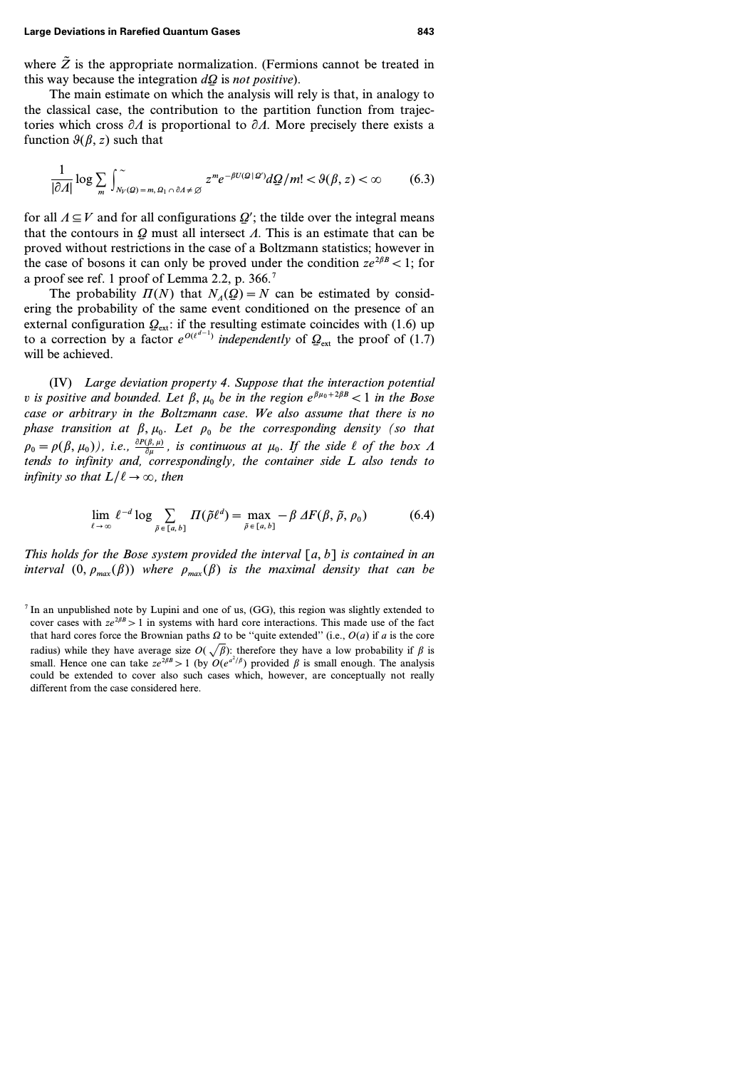where $\tilde{Z}$ is the appropriate normalization. (Fermions cannot be treated in this way because the integration $d\underline{\Omega}$ is *not positive*).

The main estimate on which the analysis will rely is that, in analogy to the classical case, the contribution to the partition function from trajectories which cross $\partial\Lambda$ is proportional to $\partial\Lambda$. More precisely there exists a function $\vartheta(\beta, z)$ such that

$$\frac{1}{|\partial\Lambda|}\log\sum_m \int^{\sim}_{N_V(\underline{\Omega})=m,\, \Omega_1\cap\partial\Lambda\neq\varnothing} z^m e^{-\beta U(\underline{\Omega}\,|\,\underline{\Omega}')} d\underline{\Omega}/m! < \vartheta(\beta, z) < \infty \tag{6.3}$$

for all $\Lambda \subseteq V$ and for all configurations $\underline{\Omega}'$; the tilde over the integral means that the contours in $\underline{\Omega}$ must all intersect $\Lambda$. This is an estimate that can be proved without restrictions in the case of a Boltzmann statistics; however in the case of bosons it can only be proved under the condition $ze^{2\beta B} < 1$; for a proof see ref. 1 proof of Lemma 2.2, p. 366.[7]

The probability $\Pi(N)$ that $N_\Lambda(\underline{\Omega}) = N$ can be estimated by considering the probability of the same event conditioned on the presence of an external configuration $\underline{\Omega}_{\text{ext}}$: if the resulting estimate coincides with (1.6) up to a correction by a factor $e^{O(\ell^{d-1})}$ *independently* of $\underline{\Omega}_{\text{ext}}$ the proof of (1.7) will be achieved.

(IV) *Large deviation property 4. Suppose that the interaction potential $v$ is positive and bounded. Let $\beta, \mu_0$ be in the region $e^{\beta\mu_0 + 2\beta B} < 1$ in the Bose case or arbitrary in the Boltzmann case. We also assume that there is no phase transition at $\beta, \mu_0$. Let $\rho_0$ be the corresponding density (so that $\rho_0 = \rho(\beta, \mu_0)$), i.e., $\frac{\partial P(\beta,\mu)}{\partial\mu}$, is continuous at $\mu_0$. If the side $\ell$ of the box $\Lambda$ tends to infinity and, correspondingly, the container side $L$ also tends to infinity so that $L/\ell \to \infty$, then*

$$\lim_{\ell\to\infty} \ell^{-d}\log\sum_{\tilde{\rho}\in[a,b]} \Pi(\tilde{\rho}\ell^d) = \max_{\tilde{\rho}\in[a,b]} -\beta\,\Delta F(\beta, \tilde{\rho}, \rho_0) \tag{6.4}$$

*This holds for the Bose system provided the interval $[a, b]$ is contained in an interval $(0, \rho_{max}(\beta))$ where $\rho_{max}(\beta)$ is the maximal density that can be*

[7] In an unpublished note by Lupini and one of us, (GG), this region was slightly extended to cover cases with $ze^{2\beta B} > 1$ in systems with hard core interactions. This made use of the fact that hard cores force the Brownian paths $\Omega$ to be "quite extended" (i.e., $O(a)$ if $a$ is the core radius) while they have average size $O(\sqrt{\beta})$: therefore they have a low probability if $\beta$ is small. Hence one can take $ze^{2\beta B} > 1$ (by $O(e^{a^2/\beta})$ provided $\beta$ is small enough. The analysis could be extended to cover also such cases which, however, are conceptually not really different from the case considered here.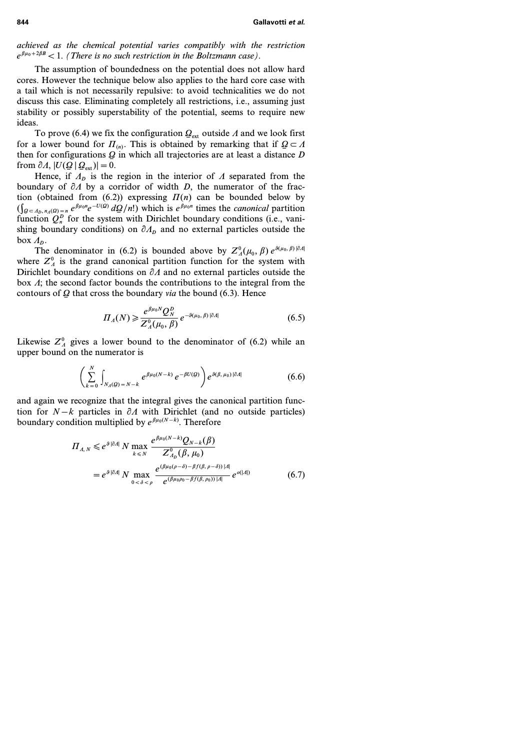*achieved as the chemical potential varies compatibly with the restriction* $e^{\beta\mu_0+2\beta B}<1$. *(There is no such restriction in the Boltzmann case).*

The assumption of boundedness on the potential does not allow hard cores. However the technique below also applies to the hard core case with a tail which is not necessarily repulsive: to avoid technicalities we do not discuss this case. Eliminating completely all restrictions, i.e., assuming just stability or possibly superstability of the potential, seems to require new ideas.

To prove (6.4) we fix the configuration $\underline{\Omega}_{\rm ext}$ outside $\Lambda$ and we look first for a lower bound for $\Pi_{(n)}$. This is obtained by remarking that if $\underline{\Omega}\subset\Lambda$ then for configurations $\underline{\Omega}$ in which all trajectories are at least a distance $D$ from $\partial\Lambda$, $|U(\underline{\Omega}\,|\,\underline{\Omega}_{\rm ext})|=0$.

Hence, if $\Lambda_D$ is the region in the interior of $\Lambda$ separated from the boundary of $\partial\Lambda$ by a corridor of width $D$, the numerator of the fraction (obtained from (6.2)) expressing $\Pi(n)$ can be bounded below by $(\int_{\underline{\Omega}\subset\Lambda_D,\,n_\Lambda(\underline{\Omega})=n} e^{\beta\mu_0 n}e^{-U(\underline{\Omega})}\,d\underline{\Omega}/n!)$ which is $e^{\beta\mu_0 n}$ times the *canonical* partition function $Q_n^D$ for the system with Dirichlet boundary conditions (i.e., vanishing boundary conditions) on $\partial\Lambda_D$ and no external particles outside the box $\Lambda_D$.

The denominator in (6.2) is bounded above by $Z^0_\Lambda(\mu_0,\beta)\,e^{\vartheta(\mu_0,\beta)\,|\partial\Lambda|}$ where $Z^0_\Lambda$ is the grand canonical partition function for the system with Dirichlet boundary conditions on $\partial\Lambda$ and no external particles outside the box $\Lambda$; the second factor bounds the contributions to the integral from the contours of $\underline{\Omega}$ that cross the boundary *via* the bound (6.3). Hence

$$\Pi_\Lambda(N)\geqslant\frac{e^{\beta\mu_0 N}Q^D_N}{Z^0_\Lambda(\mu_0,\beta)}\,e^{-\vartheta(\mu_0,\beta)\,|\partial\Lambda|}\tag{6.5}$$

Likewise $Z^0_\Lambda$ gives a lower bound to the denominator of (6.2) while an upper bound on the numerator is

$$\left(\sum_{k=0}^{N}\int_{N_\Lambda(\underline{\Omega})=N-k}e^{\beta\mu_0(N-k)}\,e^{-\beta U(\underline{\Omega})}\right)e^{\vartheta(\beta,\mu_0)\,|\partial\Lambda|}\tag{6.6}$$

and again we recognize that the integral gives the canonical partition function for $N-k$ particles in $\partial\Lambda$ with Dirichlet (and no outside particles) boundary condition multiplied by $e^{\beta\mu_0(N-k)}$. Therefore

$$\begin{aligned}\Pi_{\Lambda,N}&\leqslant e^{\vartheta\,|\partial\Lambda|}\,N\max_{k\leqslant N}\frac{e^{\beta\mu_0(N-k)}Q_{N-k}(\beta)}{Z^0_{\Lambda_D}(\beta,\mu_0)}\\&=e^{\vartheta\,|\partial\Lambda|}\,N\max_{0<\delta<\rho}\frac{e^{(\beta\mu_0(\rho-\delta)-\beta f(\beta,\rho-\delta))\,|\Lambda|}}{e^{(\beta\mu_0\rho_0-\beta f(\beta,\rho_0))\,|\Lambda|}}\,e^{o(|\Lambda|)}\end{aligned}\tag{6.7}$$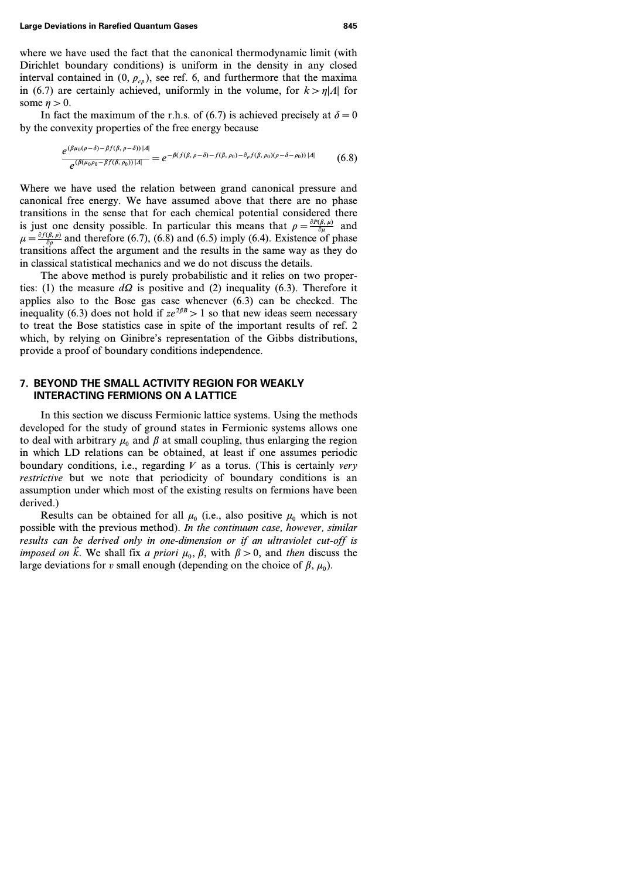where we have used the fact that the canonical thermodynamic limit (with Dirichlet boundary conditions) is uniform in the density in any closed interval contained in $(0, \rho_{cp})$, see ref. 6, and furthermore that the maxima in (6.7) are certainly achieved, uniformly in the volume, for $k > \eta |\Lambda|$ for some $\eta > 0$.

In fact the maximum of the r.h.s. of (6.7) is achieved precisely at $\delta = 0$ by the convexity properties of the free energy because

$$\frac{e^{(\beta\mu_0(\rho-\delta)-\beta f(\beta,\rho-\delta))|\Lambda|}}{e^{(\beta(\mu_0\rho_0-\beta f(\beta,\rho_0))|\Lambda|}} = e^{-\beta(f(\beta,\rho-\delta)-f(\beta,\rho_0)-\partial_\rho f(\beta,\rho_0)(\rho-\delta-\rho_0))|\Lambda|} \tag{6.8}$$

Where we have used the relation between grand canonical pressure and canonical free energy. We have assumed above that there are no phase transitions in the sense that for each chemical potential considered there is just one density possible. In particular this means that $\rho = \frac{\partial P(\beta,\mu)}{\partial \mu}$ and $\mu = \frac{\partial f(\beta,\rho)}{\partial \rho}$ and therefore (6.7), (6.8) and (6.5) imply (6.4). Existence of phase transitions affect the argument and the results in the same way as they do in classical statistical mechanics and we do not discuss the details.

The above method is purely probabilistic and it relies on two properties: (1) the measure $d\Omega$ is positive and (2) inequality (6.3). Therefore it applies also to the Bose gas case whenever (6.3) can be checked. The inequality (6.3) does not hold if $ze^{2\beta B} > 1$ so that new ideas seem necessary to treat the Bose statistics case in spite of the important results of ref. 2 which, by relying on Ginibre's representation of the Gibbs distributions, provide a proof of boundary conditions independence.

## 7. BEYOND THE SMALL ACTIVITY REGION FOR WEAKLY INTERACTING FERMIONS ON A LATTICE

In this section we discuss Fermionic lattice systems. Using the methods developed for the study of ground states in Fermionic systems allows one to deal with arbitrary $\mu_0$ and $\beta$ at small coupling, thus enlarging the region in which LD relations can be obtained, at least if one assumes periodic boundary conditions, i.e., regarding $V$ as a torus. (This is certainly *very restrictive* but we note that periodicity of boundary conditions is an assumption under which most of the existing results on fermions have been derived.)

Results can be obtained for all $\mu_0$ (i.e., also positive $\mu_0$ which is not possible with the previous method). *In the continuum case, however, similar results can be derived only in one-dimension or if an ultraviolet cut-off is imposed on $\vec{k}$.* We shall fix *a priori* $\mu_0$, $\beta$, with $\beta > 0$, and *then* discuss the large deviations for $v$ small enough (depending on the choice of $\beta$, $\mu_0$).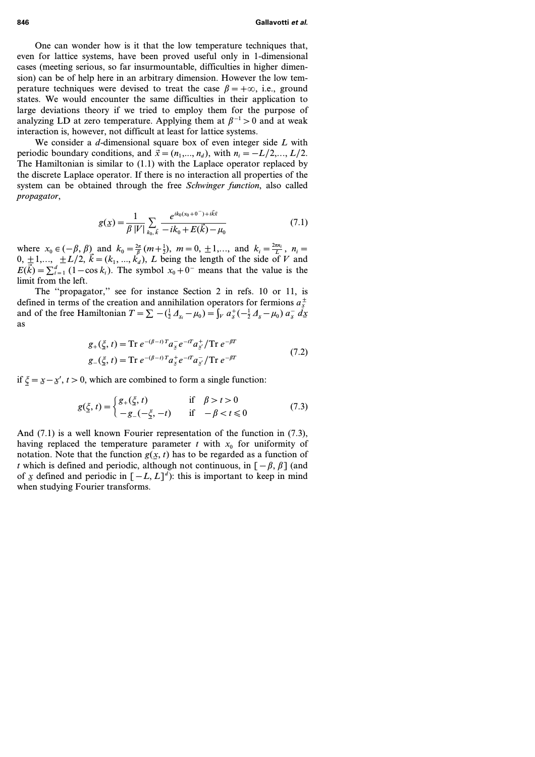One can wonder how is it that the low temperature techniques that, even for lattice systems, have been proved useful only in 1-dimensional cases (meeting serious, so far insurmountable, difficulties in higher dimension) can be of help here in an arbitrary dimension. However the low temperature techniques were devised to treat the case $\beta = +\infty$, i.e., ground states. We would encounter the same difficulties in their application to large deviations theory if we tried to employ them for the purpose of analyzing LD at zero temperature. Applying them at $\beta^{-1} > 0$ and at weak interaction is, however, not difficult at least for lattice systems.

We consider a $d$-dimensional square box of even integer side $L$ with periodic boundary conditions, and $\vec{x} = (n_1, \ldots, n_d)$, with $n_i = -L/2, \ldots, L/2$. The Hamiltonian is similar to (1.1) with the Laplace operator replaced by the discrete Laplace operator. If there is no interaction all properties of the system can be obtained through the free *Schwinger function*, also called *propagator*,

$$g(\underline{x}) = \frac{1}{\beta |V|} \sum_{k_0, \vec{k}} \frac{e^{ik_0(x_0 + 0^-) + i\vec{k}\vec{x}}}{-ik_0 + E(\vec{k}) - \mu_0} \tag{7.1}$$

where $x_0 \in (-\beta, \beta)$ and $k_0 = \frac{2\pi}{\beta}(m + \frac{1}{2})$, $m = 0, \pm 1, \ldots$, and $k_i = \frac{2\pi n_i}{L}$, $n_i = 0, \pm 1, \ldots, \pm L/2$, $\vec{k} = (k_1, \ldots, k_d)$, $L$ being the length of the side of $V$ and $E(\vec{k}) = \sum_{i=1}^{d} (1 - \cos k_i)$. The symbol $x_0 + 0^-$ means that the value is the limit from the left.

The "propagator," see for instance Section 2 in refs. 10 or 11, is defined in terms of the creation and annihilation operators for fermions $a^{\pm}_{\underline{x}}$ and of the free Hamiltonian $T = \sum -(\frac{1}{2}\Delta_{\underline{x}_i} - \mu_0) = \int_V a^+_{\underline{x}}(-\frac{1}{2}\Delta_{\underline{x}} - \mu_0)\, a^-_{\underline{x}}\, d\underline{x}$ as

$$\begin{aligned} g_+(\underline{\xi}, t) &= \operatorname{Tr} e^{-(\beta - t)T} a^-_{\underline{x}} e^{-tT} a^+_{\underline{x}'} / \operatorname{Tr} e^{-\beta T} \\ g_-(\underline{\xi}, t) &= \operatorname{Tr} e^{-(\beta - t)T} a^+_{\underline{x}} e^{-tT} a^-_{\underline{x}'} / \operatorname{Tr} e^{-\beta T} \end{aligned} \tag{7.2}$$

if $\underline{\xi} = \underline{x} - \underline{x}'$, $t > 0$, which are combined to form a single function:

$$g(\underline{\xi}, t) = \begin{cases} g_+(\underline{\xi}, t) & \text{if} \quad \beta > t > 0 \\ -g_-(-\underline{\xi}, -t) & \text{if} \quad -\beta < t \leqslant 0 \end{cases} \tag{7.3}$$

And (7.1) is a well known Fourier representation of the function in (7.3), having replaced the temperature parameter $t$ with $x_0$ for uniformity of notation. Note that the function $g(\underline{x}, t)$ has to be regarded as a function of $t$ which is defined and periodic, although not continuous, in $[-\beta, \beta]$ (and of $\underline{x}$ defined and periodic in $[-L, L]^d$): this is important to keep in mind when studying Fourier transforms.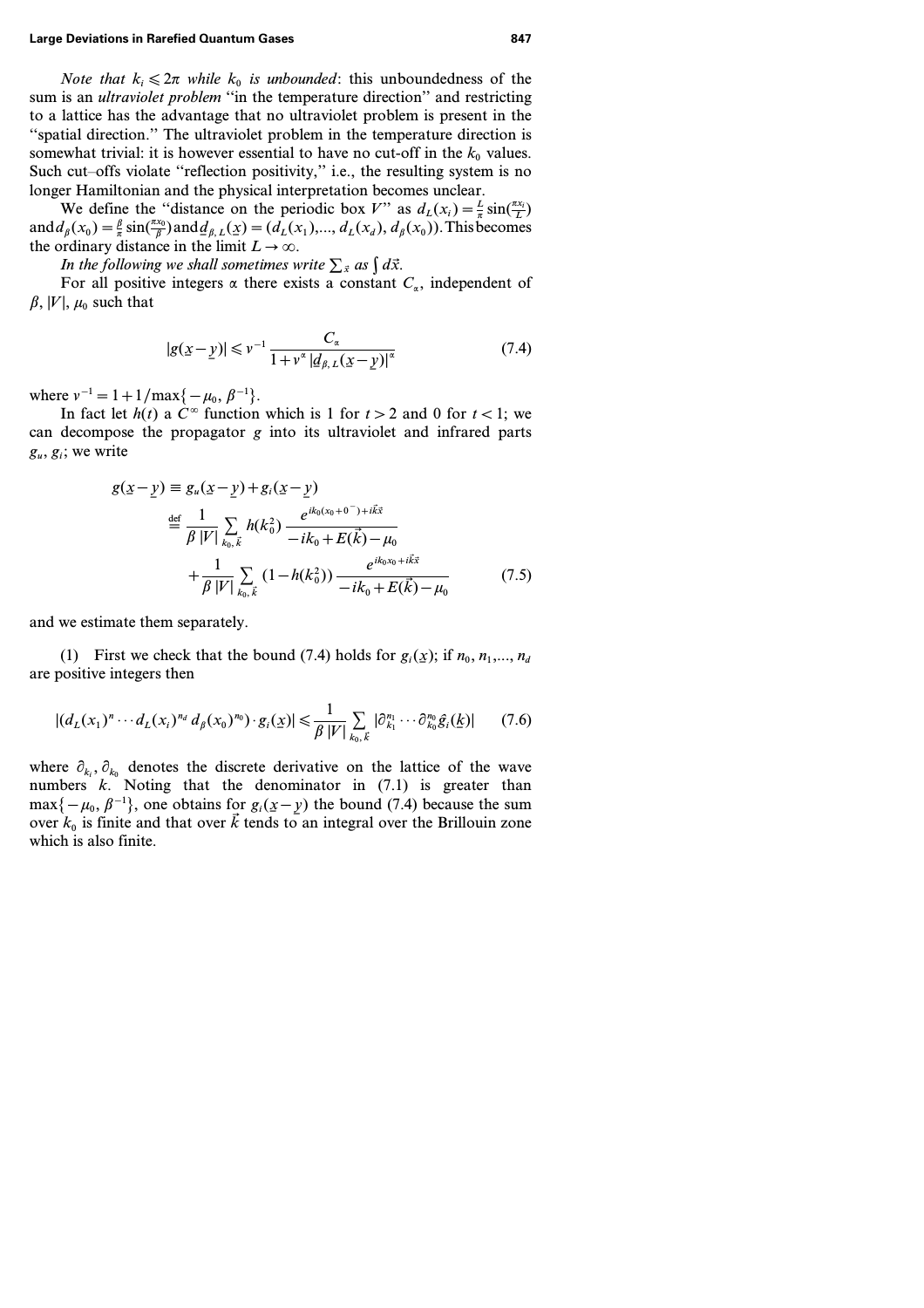*Note that $k_i \leqslant 2\pi$ while $k_0$ is unbounded*: this unboundedness of the sum is an *ultraviolet problem* "in the temperature direction" and restricting to a lattice has the advantage that no ultraviolet problem is present in the "spatial direction." The ultraviolet problem in the temperature direction is somewhat trivial: it is however essential to have no cut-off in the $k_0$ values. Such cut–offs violate "reflection positivity," i.e., the resulting system is no longer Hamiltonian and the physical interpretation becomes unclear.

We define the "distance on the periodic box $V$" as $d_L(x_i) = \frac{L}{\pi} \sin(\frac{\pi x_i}{L})$ and $d_\beta(x_0) = \frac{\beta}{\pi} \sin(\frac{\pi x_0}{\beta})$ and $\underline{d}_{\beta, L}(\underline{x}) = (d_L(x_1),..., d_L(x_d), d_\beta(x_0))$. This becomes the ordinary distance in the limit $L \to \infty$.

*In the following we shall sometimes write $\sum_{\vec{x}}$ as $\int d\vec{x}$.*

For all positive integers $\alpha$ there exists a constant $C_\alpha$, independent of $\beta, |V|, \mu_0$ such that

$$|g(\underline{x} - \underline{y})| \leqslant v^{-1} \frac{C_\alpha}{1 + v^\alpha \, |\underline{d}_{\beta, L}(\underline{x} - \underline{y})|^\alpha} \tag{7.4}$$

where $v^{-1} = 1 + 1/\max\{-\mu_0, \beta^{-1}\}$.

In fact let $h(t)$ a $C^\infty$ function which is 1 for $t > 2$ and 0 for $t < 1$; we can decompose the propagator $g$ into its ultraviolet and infrared parts $g_u, g_i$; we write

$$\begin{aligned} g(\underline{x} - \underline{y}) &\equiv g_u(\underline{x} - \underline{y}) + g_i(\underline{x} - \underline{y}) \\ &\stackrel{\text{def}}{=} \frac{1}{\beta\,|V|} \sum_{k_0, \vec{k}} h(k_0^2) \, \frac{e^{ik_0(x_0 + 0^-) + i\vec{k}\vec{x}}}{-ik_0 + E(\vec{k}) - \mu_0} \\ &\quad + \frac{1}{\beta\,|V|} \sum_{k_0, \vec{k}} (1 - h(k_0^2)) \, \frac{e^{ik_0 x_0 + i\vec{k}\vec{x}}}{-ik_0 + E(\vec{k}) - \mu_0} \end{aligned} \tag{7.5}$$

and we estimate them separately.

(1) First we check that the bound (7.4) holds for $g_i(\underline{x})$; if $n_0, n_1,..., n_d$ are positive integers then

$$|(d_L(x_1)^n \cdots d_L(x_i)^{n_d} \, d_\beta(x_0)^{n_0}) \cdot g_i(\underline{x})| \leqslant \frac{1}{\beta\,|V|} \sum_{k_0, \vec{k}} |\partial_{k_1}^{n_1} \cdots \partial_{k_0}^{n_0} \hat{g}_i(\underline{k})| \tag{7.6}$$

where $\partial_{k_i}, \partial_{k_0}$ denotes the discrete derivative on the lattice of the wave numbers $\underline{k}$. Noting that the denominator in (7.1) is greater than $\max\{-\mu_0, \beta^{-1}\}$, one obtains for $g_i(\underline{x} - \underline{y})$ the bound (7.4) because the sum over $k_0$ is finite and that over $\vec{k}$ tends to an integral over the Brillouin zone which is also finite.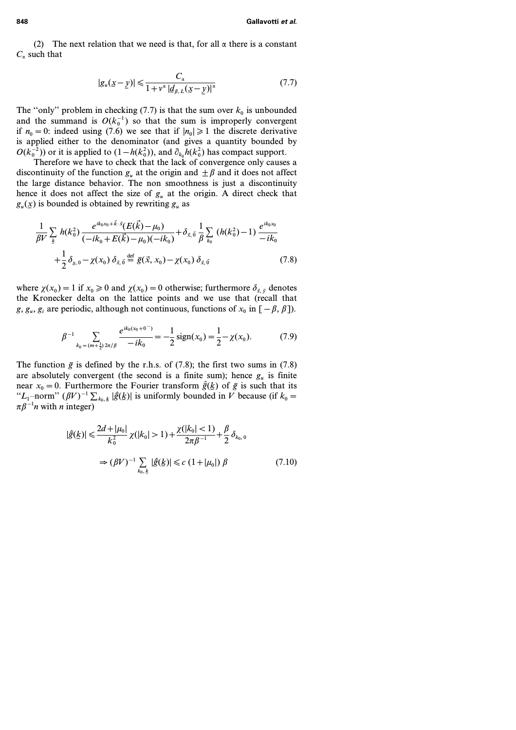(2) The next relation that we need is that, for all $\alpha$ there is a constant $C_\alpha$ such that

$$|g_u(\underline{x}-\underline{y})| \leqslant \frac{C_\alpha}{1+v^\alpha\, |\underline{d}_{\beta,L}(\underline{x}-\underline{y})|^\alpha} \tag{7.7}$$

The "only" problem in checking (7.7) is that the sum over $k_0$ is unbounded and the summand is $O(k_0^{-1})$ so that the sum is improperly convergent if $n_0 = 0$: indeed using (7.6) we see that if $|n_0| \geqslant 1$ the discrete derivative is applied either to the denominator (and gives a quantity bounded by $O(k_0^{-2})$) or it is applied to $(1-h(k_0^2))$, and $\partial_{k_0} h(k_0^2)$ has compact support.

Therefore we have to check that the lack of convergence only causes a discontinuity of the function $g_u$ at the origin and $\pm\beta$ and it does not affect the large distance behavior. The non smoothness is just a discontinuity hence it does not affect the size of $g_u$ at the origin. A direct check that $g_u(\underline{x})$ is bounded is obtained by rewriting $g_u$ as

$$\begin{aligned}
&\frac{1}{\beta V} \sum_{\underline{k}} h(k_0^2)\, \frac{e^{ik_0 x_0 + \vec{k}\cdot\vec{x}}(E(\vec{k})-\mu_0)}{(-ik_0 + E(\vec{k})-\mu_0)(-ik_0)} + \delta_{\vec{x},\vec{0}}\, \frac{1}{\beta} \sum_{k_0} (h(k_0^2)-1)\, \frac{e^{ik_0 x_0}}{-ik_0} \\
&\quad + \frac{1}{2}\,\delta_{\underline{x},0} - \chi(x_0)\,\delta_{\vec{x},\vec{0}} \stackrel{\text{def}}{=} \bar{g}(\vec{x}, x_0) - \chi(x_0)\,\delta_{\vec{x},\vec{0}}
\end{aligned} \tag{7.8}$$

where $\chi(x_0) = 1$ if $x_0 \geqslant 0$ and $\chi(x_0) = 0$ otherwise; furthermore $\delta_{\vec{x},\vec{y}}$ denotes the Kronecker delta on the lattice points and we use that (recall that $g$, $g_u$, $g_i$ are periodic, although not continuous, functions of $x_0$ in $[-\beta, \beta]$).

$$\beta^{-1} \sum_{k_0 = (m+\frac{1}{2})\,2\pi/\beta} \frac{e^{ik_0(x_0+0^-)}}{-ik_0} = -\frac{1}{2}\,\text{sign}(x_0) = \frac{1}{2} - \chi(x_0). \tag{7.9}$$

The function $\bar{g}$ is defined by the r.h.s. of (7.8); the first two sums in (7.8) are absolutely convergent (the second is a finite sum); hence $g_u$ is finite near $x_0 = 0$. Furthermore the Fourier transform $\hat{\bar{g}}(\underline{k})$ of $\bar{g}$ is such that its "$L_1$–norm" $(\beta V)^{-1} \sum_{k_0,\underline{k}} |\hat{\bar{g}}(\underline{k})|$ is uniformly bounded in $V$ because (if $k_0 = \pi\beta^{-1} n$ with $n$ integer)

$$\begin{aligned}
|\hat{\bar{g}}(\underline{k})| &\leqslant \frac{2d+|\mu_0|}{k_0^2}\, \chi(|k_0|>1) + \frac{\chi(|k_0|<1)}{2\pi\beta^{-1}} + \frac{\beta}{2}\,\delta_{k_0,0} \\
&\Rightarrow (\beta V)^{-1} \sum_{k_0,\underline{k}} |\hat{\bar{g}}(\underline{k})| \leqslant c\,(1+|\mu_0|)\,\beta
\end{aligned} \tag{7.10}$$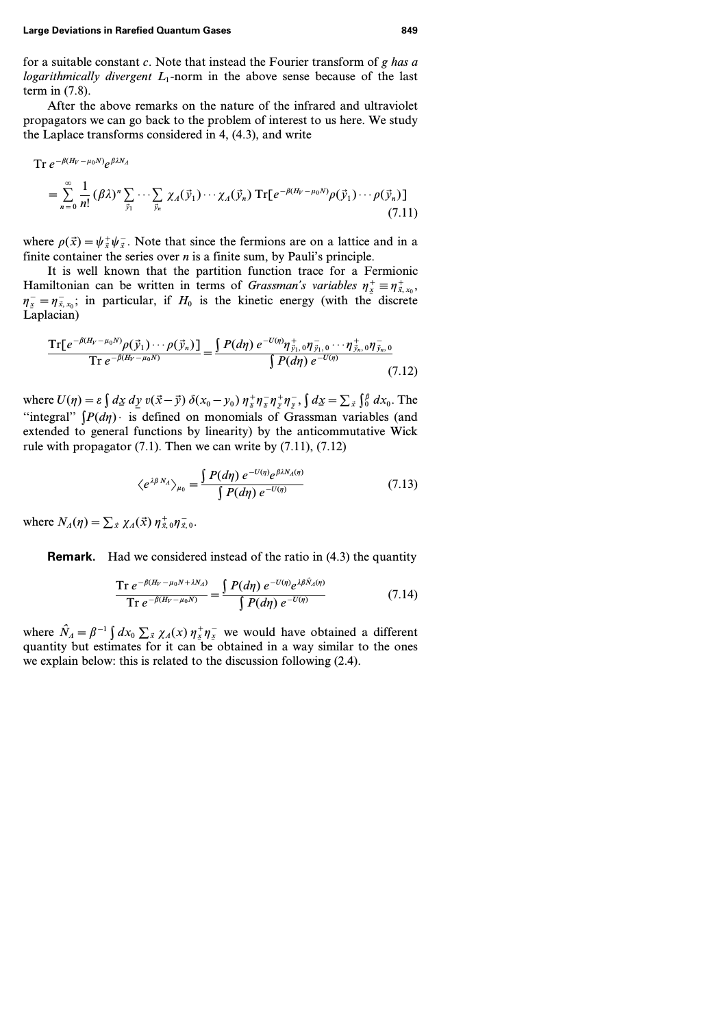for a suitable constant $c$. Note that instead the Fourier transform of $g$ *has a logarithmically divergent* $L_1$-norm in the above sense because of the last term in (7.8).

After the above remarks on the nature of the infrared and ultraviolet propagators we can go back to the problem of interest to us here. We study the Laplace transforms considered in 4, (4.3), and write

$$\begin{aligned}
&\operatorname{Tr} e^{-\beta(H_V-\mu_0 N)} e^{\beta\lambda N_\Lambda} \\
&= \sum_{n=0}^{\infty} \frac{1}{n!} (\beta\lambda)^n \sum_{\vec{y}_1} \cdots \sum_{\vec{y}_n} \chi_\Lambda(\vec{y}_1) \cdots \chi_\Lambda(\vec{y}_n) \operatorname{Tr}[e^{-\beta(H_V-\mu_0 N)} \rho(\vec{y}_1) \cdots \rho(\vec{y}_n)]
\end{aligned} \tag{7.11}$$

where $\rho(\vec{x}) = \psi^+_{\vec{x}} \psi^-_{\vec{x}}$. Note that since the fermions are on a lattice and in a finite container the series over $n$ is a finite sum, by Pauli's principle.

It is well known that the partition function trace for a Fermionic Hamiltonian can be written in terms of *Grassman's variables* $\eta^+_{\underline{x}} \equiv \eta^+_{\vec{x}, x_0}$, $\eta^-_{\underline{x}} = \eta^-_{\vec{x}, x_0}$; in particular, if $H_0$ is the kinetic energy (with the discrete Laplacian)

$$\frac{\operatorname{Tr}[e^{-\beta(H_V-\mu_0 N)} \rho(\vec{y}_1) \cdots \rho(\vec{y}_n)]}{\operatorname{Tr} e^{-\beta(H_V-\mu_0 N)}} = \frac{\int P(d\eta)\, e^{-U(\eta)} \eta^+_{\vec{y}_1, 0} \eta^-_{\vec{y}_1, 0} \cdots \eta^+_{\vec{y}_n, 0} \eta^-_{\vec{y}_n, 0}}{\int P(d\eta)\, e^{-U(\eta)}} \tag{7.12}$$

where $U(\eta) = \varepsilon \int d\underline{x}\, d\underline{y}\, v(\vec{x} - \vec{y})\, \delta(x_0 - y_0)\, \eta^+_{\underline{x}} \eta^-_{\underline{x}} \eta^+_{\underline{y}} \eta^-_{\underline{y}}$, $\int d\underline{x} = \sum_{\vec{x}} \int_0^\beta dx_0$. The "integral" $\int P(d\eta) \cdot$ is defined on monomials of Grassman variables (and extended to general functions by linearity) by the anticommutative Wick rule with propagator (7.1). Then we can write by (7.11), (7.12)

$$\langle e^{\lambda\beta N_\Lambda} \rangle_{\mu_0} = \frac{\int P(d\eta)\, e^{-U(\eta)} e^{\beta\lambda N_\Lambda(\eta)}}{\int P(d\eta)\, e^{-U(\eta)}} \tag{7.13}$$

where $N_\Lambda(\eta) = \sum_{\vec{x}} \chi_\Lambda(\vec{x})\, \eta^+_{\vec{x}, 0} \eta^-_{\vec{x}, 0}$.

**Remark.** Had we considered instead of the ratio in (4.3) the quantity

$$\frac{\operatorname{Tr} e^{-\beta(H_V-\mu_0 N+\lambda N_\Lambda)}}{\operatorname{Tr} e^{-\beta(H_V-\mu_0 N)}} = \frac{\int P(d\eta)\, e^{-U(\eta)} e^{\lambda\beta \hat{N}_\Lambda(\eta)}}{\int P(d\eta)\, e^{-U(\eta)}} \tag{7.14}$$

where $\hat{N}_\Lambda = \beta^{-1} \int dx_0 \sum_{\vec{x}} \chi_\Lambda(x)\, \eta^+_{\underline{x}} \eta^-_{\underline{x}}$ we would have obtained a different quantity but estimates for it can be obtained in a way similar to the ones we explain below: this is related to the discussion following (2.4).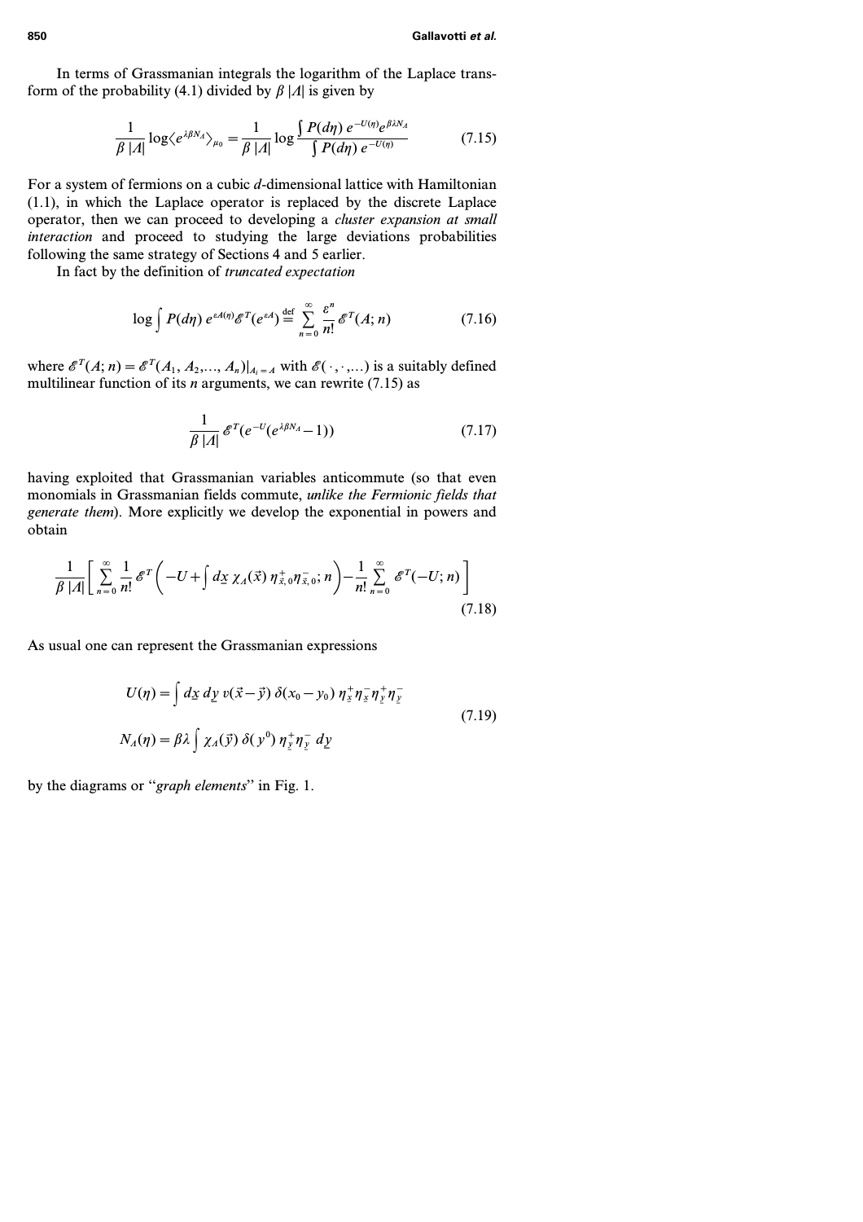In terms of Grassmanian integrals the logarithm of the Laplace transform of the probability (4.1) divided by $\beta\,|\Lambda|$ is given by

$$
\frac{1}{\beta\,|\Lambda|}\log\langle e^{\lambda\beta N_\Lambda}\rangle_{\mu_0}=\frac{1}{\beta\,|\Lambda|}\log\frac{\int P(d\eta)\,e^{-U(\eta)}e^{\beta\lambda N_\Lambda}}{\int P(d\eta)\,e^{-U(\eta)}} \tag{7.15}
$$

For a system of fermions on a cubic $d$-dimensional lattice with Hamiltonian (1.1), in which the Laplace operator is replaced by the discrete Laplace operator, then we can proceed to developing a *cluster expansion at small interaction* and proceed to studying the large deviations probabilities following the same strategy of Sections 4 and 5 earlier.

In fact by the definition of *truncated expectation*

$$
\log\int P(d\eta)\,e^{\varepsilon A(\eta)}\mathscr{E}^T(e^{\varepsilon A})\stackrel{\text{def}}{=}\sum_{n=0}^{\infty}\frac{\varepsilon^n}{n!}\mathscr{E}^T(A;n) \tag{7.16}
$$

where $\mathscr{E}^T(A;n)=\mathscr{E}^T(A_1,A_2,\ldots,A_n)|_{A_i=A}$ with $\mathscr{E}(\cdot,\cdot,\ldots)$ is a suitably defined multilinear function of its $n$ arguments, we can rewrite (7.15) as

$$
\frac{1}{\beta\,|\Lambda|}\,\mathscr{E}^T(e^{-U}(e^{\lambda\beta N_\Lambda}-1)) \tag{7.17}
$$

having exploited that Grassmanian variables anticommute (so that even monomials in Grassmanian fields commute, *unlike the Fermionic fields that generate them*). More explicitly we develop the exponential in powers and obtain

$$
\frac{1}{\beta\,|\Lambda|}\left[\sum_{n=0}^{\infty}\frac{1}{n!}\mathscr{E}^T\left(-U+\int d\underline{x}\,\chi_\Lambda(\vec{x})\,\eta^+_{\vec{x},0}\eta^-_{\vec{x},0};n\right)-\frac{1}{n!}\sum_{n=0}^{\infty}\mathscr{E}^T(-U;n)\right] \tag{7.18}
$$

As usual one can represent the Grassmanian expressions

$$
\begin{aligned}
U(\eta)&=\int d\underline{x}\,d\underline{y}\,v(\vec{x}-\vec{y})\,\delta(x_0-y_0)\,\eta^+_{\underline{x}}\eta^-_{\underline{x}}\eta^+_{\underline{y}}\eta^-_{\underline{y}}\\
N_\Lambda(\eta)&=\beta\lambda\int\chi_\Lambda(\vec{y})\,\delta(y^0)\,\eta^+_{\underline{y}}\eta^-_{\underline{y}}\,d\underline{y}
\end{aligned} \tag{7.19}
$$

by the diagrams or "*graph elements*" in Fig. 1.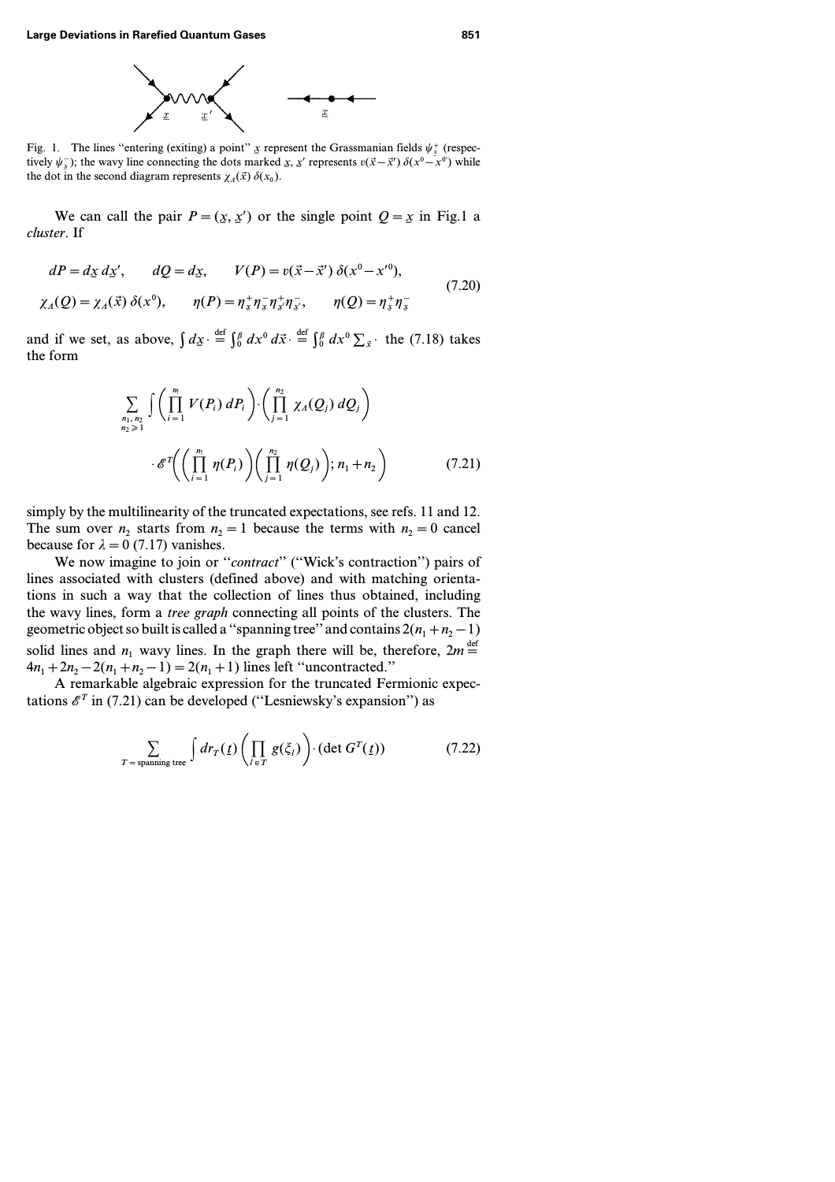Fig. 1. The lines "entering (exiting) a point" $\underline{x}$ represent the Grassmanian fields $\psi^+_{\underline{x}}$ (respectively $\psi^-_{\underline{x}}$); the wavy line connecting the dots marked $\underline{x}$, $\underline{x}'$ represents $v(\vec{x}-\vec{x}')\,\delta(x^0-x^{0'})$ while the dot in the second diagram represents $\chi_\Lambda(\vec{x})\,\delta(x_0)$.

We can call the pair $P=(\underline{x},\underline{x}')$ or the single point $Q=\underline{x}$ in Fig.1 a *cluster*. If

$$
\begin{aligned}
&dP=d\underline{x}\,d\underline{x}', \qquad dQ=d\underline{x}, \qquad V(P)=v(\vec{x}-\vec{x}')\,\delta(x^0-x'^0),\\
&\chi_\Lambda(Q)=\chi_\Lambda(\vec{x})\,\delta(x^0), \qquad \eta(P)=\eta^+_{\underline{x}}\eta^-_{\underline{x}}\eta^+_{\underline{x}'}\eta^-_{\underline{x}'}, \qquad \eta(Q)=\eta^+_{\underline{x}}\eta^-_{\underline{x}}
\end{aligned}
\tag{7.20}
$$

and if we set, as above, $\int d\underline{x}\,\cdot \stackrel{\text{def}}{=} \int_0^\beta dx^0\,d\vec{x}\,\cdot \stackrel{\text{def}}{=} \int_0^\beta dx^0 \sum_{\vec{x}}\cdot$ the (7.18) takes the form

$$
\sum_{\substack{n_1,\,n_2\\ n_2\geqslant 1}} \int \left(\prod_{i=1}^{n_1} V(P_i)\,dP_i\right)\cdot\left(\prod_{j=1}^{n_2} \chi_\Lambda(Q_j)\,dQ_j\right)
\cdot \mathscr{E}^T\!\left(\left(\prod_{i=1}^{n_1}\eta(P_i)\right)\left(\prod_{j=1}^{n_2}\eta(Q_j)\right);\,n_1+n_2\right)
\tag{7.21}
$$

simply by the multilinearity of the truncated expectations, see refs. 11 and 12. The sum over $n_2$ starts from $n_2=1$ because the terms with $n_2=0$ cancel because for $\lambda=0$ (7.17) vanishes.

We now imagine to join or "*contract*" ("Wick's contraction") pairs of lines associated with clusters (defined above) and with matching orientations in such a way that the collection of lines thus obtained, including the wavy lines, form a *tree graph* connecting all points of the clusters. The geometric object so built is called a "spanning tree" and contains $2(n_1+n_2-1)$ solid lines and $n_1$ wavy lines. In the graph there will be, therefore, $2m \stackrel{\text{def}}{=} 4n_1+2n_2-2(n_1+n_2-1)=2(n_1+1)$ lines left "uncontracted."

A remarkable algebraic expression for the truncated Fermionic expectations $\mathscr{E}^T$ in (7.21) can be developed ("Lesniewsky's expansion") as

$$
\sum_{T=\text{spanning tree}} \int dr_T(\underline{t})\left(\prod_{l\in T} g(\xi_l)\right)\cdot(\det G^T(\underline{t}))
\tag{7.22}
$$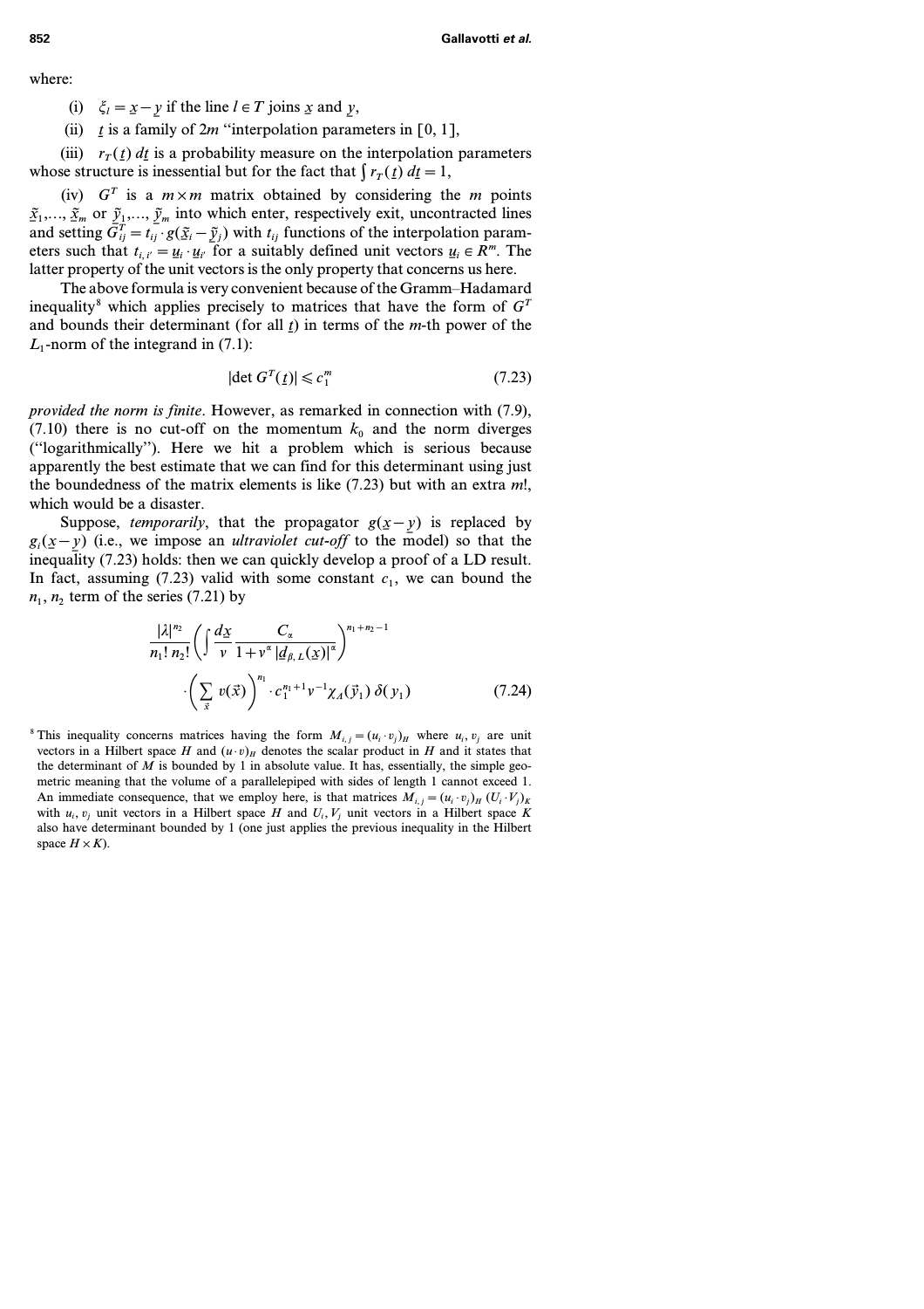where:

(i) $\xi_l = \underline{x} - \underline{y}$ if the line $l \in T$ joins $\underline{x}$ and $\underline{y}$,

(ii) $\underline{t}$ is a family of $2m$ "interpolation parameters in $[0, 1]$,

(iii) $r_T(\underline{t})\, d\underline{t}$ is a probability measure on the interpolation parameters whose structure is inessential but for the fact that $\int r_T(\underline{t})\, d\underline{t} = 1$,

(iv) $G^T$ is a $m \times m$ matrix obtained by considering the $m$ points $\underline{\tilde{x}}_1,..., \underline{\tilde{x}}_m$ or $\underline{\tilde{y}}_1,..., \underline{\tilde{y}}_m$ into which enter, respectively exit, uncontracted lines and setting $G^T_{ij} = t_{ij} \cdot g(\underline{\tilde{x}}_i - \underline{\tilde{y}}_j)$ with $t_{ij}$ functions of the interpolation parameters such that $t_{i,i'} = \underline{u}_i \cdot \underline{u}_{i'}$ for a suitably defined unit vectors $\underline{u}_i \in R^m$. The latter property of the unit vectors is the only property that concerns us here.

The above formula is very convenient because of the Gramm–Hadamard inequality[8] which applies precisely to matrices that have the form of $G^T$ and bounds their determinant (for all $\underline{t}$) in terms of the $m$-th power of the $L_1$-norm of the integrand in (7.1):

$$|\det G^T(\underline{t})| \leqslant c_1^m \tag{7.23}$$

*provided the norm is finite*. However, as remarked in connection with (7.9), (7.10) there is no cut-off on the momentum $k_0$ and the norm diverges ("logarithmically"). Here we hit a problem which is serious because apparently the best estimate that we can find for this determinant using just the boundedness of the matrix elements is like (7.23) but with an extra $m!$, which would be a disaster.

Suppose, *temporarily*, that the propagator $g(\underline{x} - \underline{y})$ is replaced by $g_i(\underline{x} - \underline{y})$ (i.e., we impose an *ultraviolet cut-off* to the model) so that the inequality (7.23) holds: then we can quickly develop a proof of a LD result. In fact, assuming (7.23) valid with some constant $c_1$, we can bound the $n_1, n_2$ term of the series (7.21) by

$$\frac{|\lambda|^{n_2}}{n_1!\, n_2!} \left( \int \frac{d\underline{x}}{v} \frac{C_\alpha}{1 + v^\alpha\, |\underline{d}_{\beta, L}(\underline{x})|^\alpha} \right)^{n_1 + n_2 - 1} \cdot \left( \sum_{\vec{x}} v(\vec{x}) \right)^{n_1} \cdot c_1^{n_1+1} v^{-1} \chi_A(\vec{y}_1)\, \delta(y_1) \tag{7.24}$$

---

[8] This inequality concerns matrices having the form $M_{i,j} = (u_i \cdot v_j)_H$ where $u_i, v_j$ are unit vectors in a Hilbert space $H$ and $(u \cdot v)_H$ denotes the scalar product in $H$ and it states that the determinant of $M$ is bounded by 1 in absolute value. It has, essentially, the simple geometric meaning that the volume of a parallelepiped with sides of length 1 cannot exceed 1. An immediate consequence, that we employ here, is that matrices $M_{i,j} = (u_i \cdot v_j)_H\, (U_i \cdot V_j)_K$ with $u_i, v_j$ unit vectors in a Hilbert space $H$ and $U_i, V_j$ unit vectors in a Hilbert space $K$ also have determinant bounded by 1 (one just applies the previous inequality in the Hilbert space $H \times K$).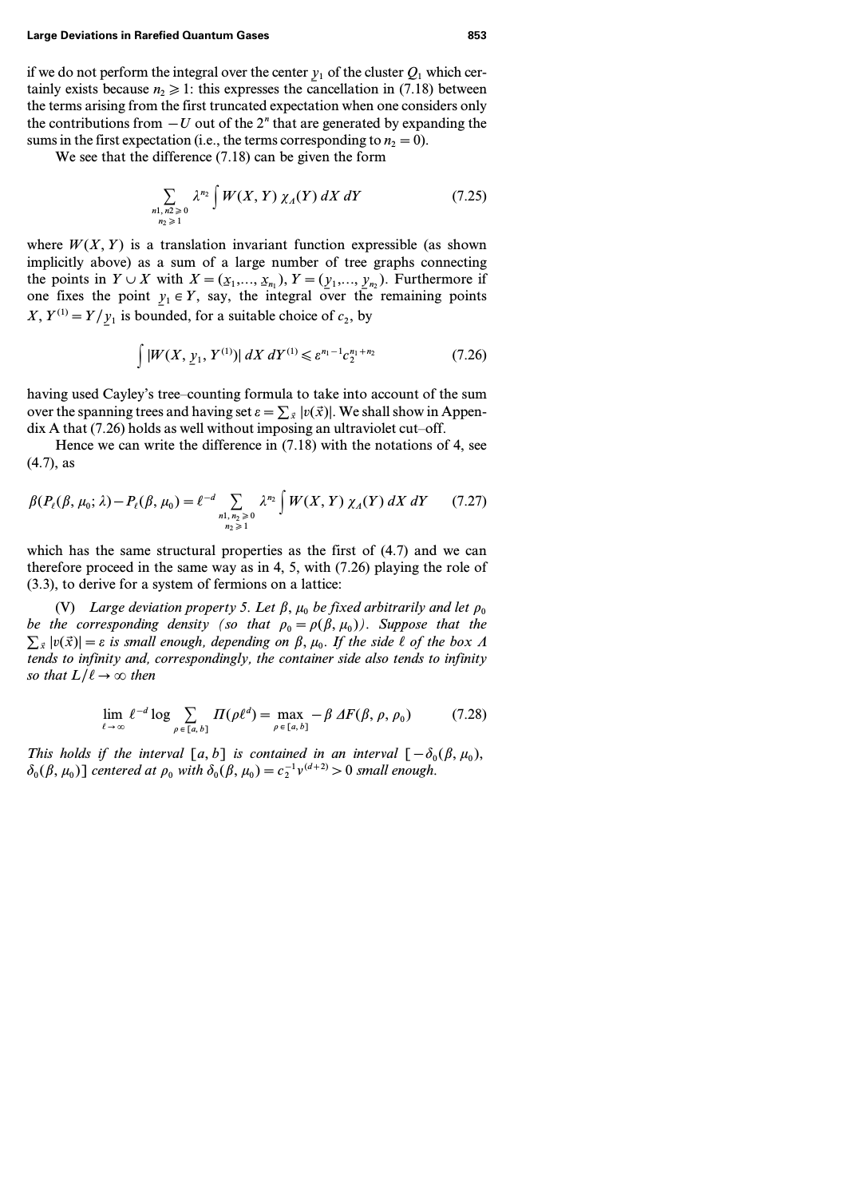if we do not perform the integral over the center $\underline{y}_1$ of the cluster $Q_1$ which certainly exists because $n_2 \geqslant 1$: this expresses the cancellation in (7.18) between the terms arising from the first truncated expectation when one considers only the contributions from $-U$ out of the $2^n$ that are generated by expanding the sums in the first expectation (i.e., the terms corresponding to $n_2 = 0$).

We see that the difference (7.18) can be given the form

$$\sum_{\substack{n1,\, n2 \geqslant 0 \\ n_2 \geqslant 1}} \lambda^{n_2} \int W(X, Y)\, \chi_\Lambda(Y)\, dX\, dY \tag{7.25}$$

where $W(X, Y)$ is a translation invariant function expressible (as shown implicitly above) as a sum of a large number of tree graphs connecting the points in $Y \cup X$ with $X = (\underline{x}_1,..., \underline{x}_{n_1})$, $Y = (\underline{y}_1,..., \underline{y}_{n_2})$. Furthermore if one fixes the point $\underline{y}_1 \in Y$, say, the integral over the remaining points $X, Y^{(1)} = Y/\underline{y}_1$ is bounded, for a suitable choice of $c_2$, by

$$\int |W(X, \underline{y}_1, Y^{(1)})|\, dX\, dY^{(1)} \leqslant \varepsilon^{n_1 - 1} c_2^{n_1 + n_2} \tag{7.26}$$

having used Cayley's tree–counting formula to take into account of the sum over the spanning trees and having set $\varepsilon = \sum_{\vec{x}} |v(\vec{x})|$. We shall show in Appendix A that (7.26) holds as well without imposing an ultraviolet cut–off.

Hence we can write the difference in (7.18) with the notations of 4, see (4.7), as

$$\beta(P_\ell(\beta, \mu_0; \lambda) - P_\ell(\beta, \mu_0)) = \ell^{-d} \sum_{\substack{n1,\, n_2 \geqslant 0 \\ n_2 \geqslant 1}} \lambda^{n_2} \int W(X, Y)\, \chi_\Lambda(Y)\, dX\, dY \tag{7.27}$$

which has the same structural properties as the first of (4.7) and we can therefore proceed in the same way as in 4, 5, with (7.26) playing the role of (3.3), to derive for a system of fermions on a lattice:

(V) *Large deviation property 5. Let $\beta$, $\mu_0$ be fixed arbitrarily and let $\rho_0$ be the corresponding density (so that $\rho_0 = \rho(\beta, \mu_0)$). Suppose that the $\sum_{\vec{x}} |v(\vec{x})| = \varepsilon$ is small enough, depending on $\beta$, $\mu_0$. If the side $\ell$ of the box $\Lambda$ tends to infinity and, correspondingly, the container side also tends to infinity so that $L/\ell \to \infty$ then*

$$\lim_{\ell \to \infty} \ell^{-d} \log \sum_{\rho \in [a, b]} \Pi(\rho \ell^d) = \max_{\rho \in [a, b]} -\beta\, \Delta F(\beta, \rho, \rho_0) \tag{7.28}$$

*This holds if the interval $[a, b]$ is contained in an interval $[-\delta_0(\beta, \mu_0), \delta_0(\beta, \mu_0)]$ centered at $\rho_0$ with $\delta_0(\beta, \mu_0) = c_2^{-1} v^{(d+2)} > 0$ small enough.*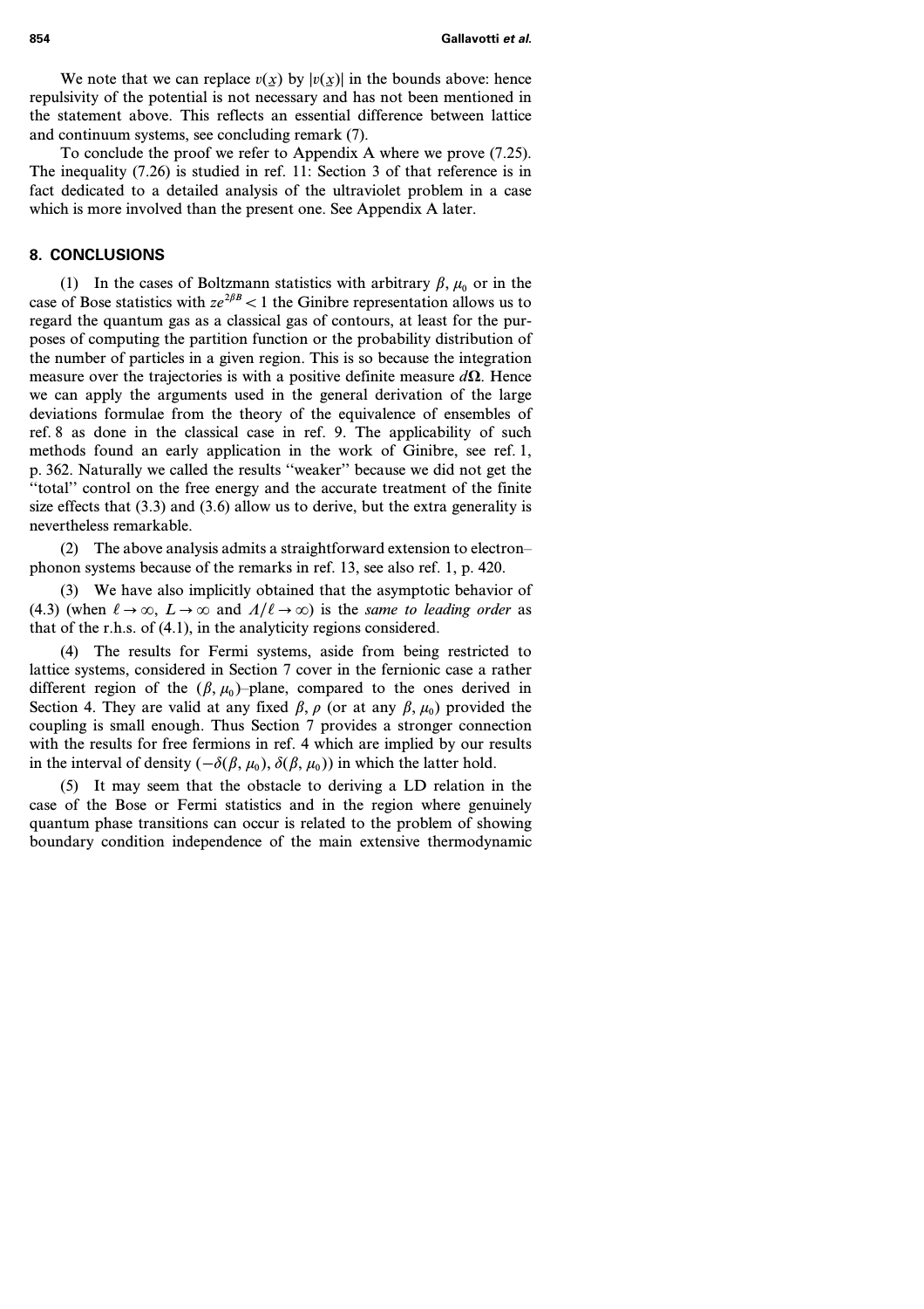We note that we can replace $v(\underline{x})$ by $|v(\underline{x})|$ in the bounds above: hence repulsivity of the potential is not necessary and has not been mentioned in the statement above. This reflects an essential difference between lattice and continuum systems, see concluding remark (7).

To conclude the proof we refer to Appendix A where we prove (7.25). The inequality (7.26) is studied in ref. 11: Section 3 of that reference is in fact dedicated to a detailed analysis of the ultraviolet problem in a case which is more involved than the present one. See Appendix A later.

## 8. CONCLUSIONS

(1) In the cases of Boltzmann statistics with arbitrary $\beta$, $\mu_0$ or in the case of Bose statistics with $ze^{2\beta B} < 1$ the Ginibre representation allows us to regard the quantum gas as a classical gas of contours, at least for the purposes of computing the partition function or the probability distribution of the number of particles in a given region. This is so because the integration measure over the trajectories is with a positive definite measure $d\mathbf{\Omega}$. Hence we can apply the arguments used in the general derivation of the large deviations formulae from the theory of the equivalence of ensembles of ref. 8 as done in the classical case in ref. 9. The applicability of such methods found an early application in the work of Ginibre, see ref. 1, p. 362. Naturally we called the results "weaker" because we did not get the "total" control on the free energy and the accurate treatment of the finite size effects that (3.3) and (3.6) allow us to derive, but the extra generality is nevertheless remarkable.

(2) The above analysis admits a straightforward extension to electron–phonon systems because of the remarks in ref. 13, see also ref. 1, p. 420.

(3) We have also implicitly obtained that the asymptotic behavior of (4.3) (when $\ell \to \infty$, $L \to \infty$ and $\Lambda/\ell \to \infty$) is the *same to leading order* as that of the r.h.s. of (4.1), in the analyticity regions considered.

(4) The results for Fermi systems, aside from being restricted to lattice systems, considered in Section 7 cover in the fernionic case a rather different region of the $(\beta, \mu_0)$–plane, compared to the ones derived in Section 4. They are valid at any fixed $\beta$, $\rho$ (or at any $\beta$, $\mu_0$) provided the coupling is small enough. Thus Section 7 provides a stronger connection with the results for free fermions in ref. 4 which are implied by our results in the interval of density $(-\delta(\beta, \mu_0), \delta(\beta, \mu_0))$ in which the latter hold.

(5) It may seem that the obstacle to deriving a LD relation in the case of the Bose or Fermi statistics and in the region where genuinely quantum phase transitions can occur is related to the problem of showing boundary condition independence of the main extensive thermodynamic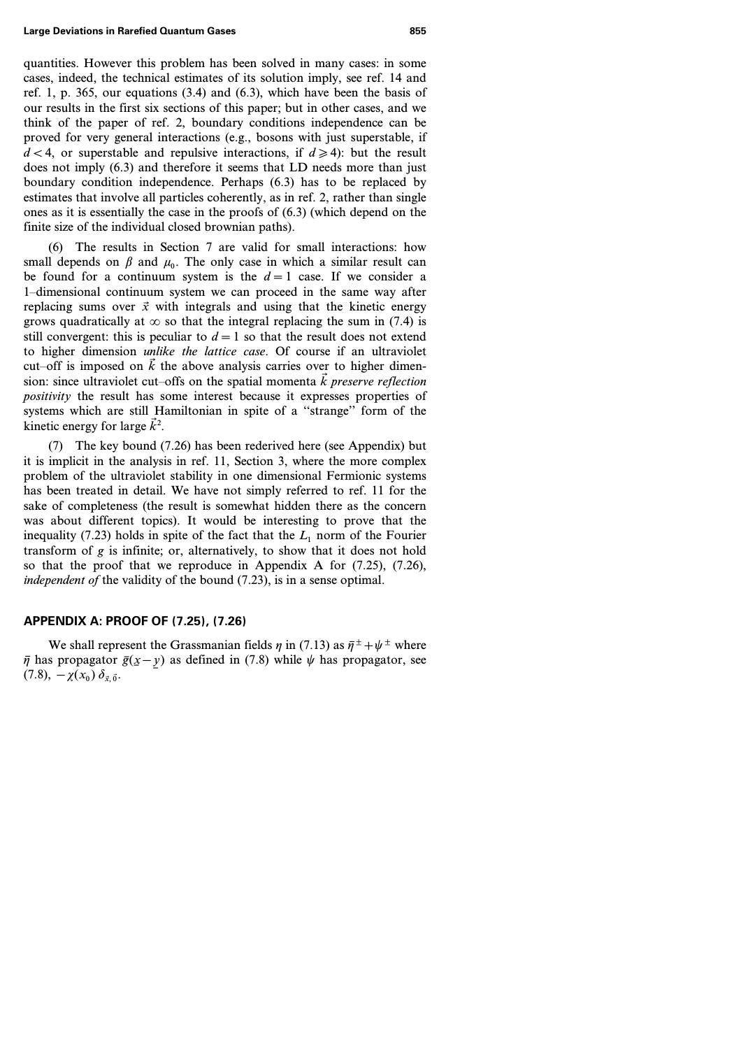quantities. However this problem has been solved in many cases: in some cases, indeed, the technical estimates of its solution imply, see ref. 14 and ref. 1, p. 365, our equations (3.4) and (6.3), which have been the basis of our results in the first six sections of this paper; but in other cases, and we think of the paper of ref. 2, boundary conditions independence can be proved for very general interactions (e.g., bosons with just superstable, if $d<4$, or superstable and repulsive interactions, if $d \geq 4$): but the result does not imply (6.3) and therefore it seems that LD needs more than just boundary condition independence. Perhaps (6.3) has to be replaced by estimates that involve all particles coherently, as in ref. 2, rather than single ones as it is essentially the case in the proofs of (6.3) (which depend on the finite size of the individual closed brownian paths).

(6) The results in Section 7 are valid for small interactions: how small depends on $\beta$ and $\mu_0$. The only case in which a similar result can be found for a continuum system is the $d=1$ case. If we consider a 1–dimensional continuum system we can proceed in the same way after replacing sums over $\vec{x}$ with integrals and using that the kinetic energy grows quadratically at $\infty$ so that the integral replacing the sum in (7.4) is still convergent: this is peculiar to $d=1$ so that the result does not extend to higher dimension *unlike the lattice case*. Of course if an ultraviolet cut–off is imposed on $\vec{k}$ the above analysis carries over to higher dimension: since ultraviolet cut–offs on the spatial momenta $\vec{k}$ *preserve reflection positivity* the result has some interest because it expresses properties of systems which are still Hamiltonian in spite of a "strange" form of the kinetic energy for large $\vec{k}^2$.

(7) The key bound (7.26) has been rederived here (see Appendix) but it is implicit in the analysis in ref. 11, Section 3, where the more complex problem of the ultraviolet stability in one dimensional Fermionic systems has been treated in detail. We have not simply referred to ref. 11 for the sake of completeness (the result is somewhat hidden there as the concern was about different topics). It would be interesting to prove that the inequality (7.23) holds in spite of the fact that the $L_1$ norm of the Fourier transform of $g$ is infinite; or, alternatively, to show that it does not hold so that the proof that we reproduce in Appendix A for (7.25), (7.26), *independent of* the validity of the bound (7.23), is in a sense optimal.

## APPENDIX A: PROOF OF (7.25), (7.26)

We shall represent the Grassmanian fields $\eta$ in (7.13) as $\bar{\eta}^{\pm}+\psi^{\pm}$ where $\bar{\eta}$ has propagator $\bar{g}(\underline{x}-\underline{y})$ as defined in (7.8) while $\psi$ has propagator, see (7.8), $-\chi(x_0)\,\delta_{\vec{x},\vec{0}}$.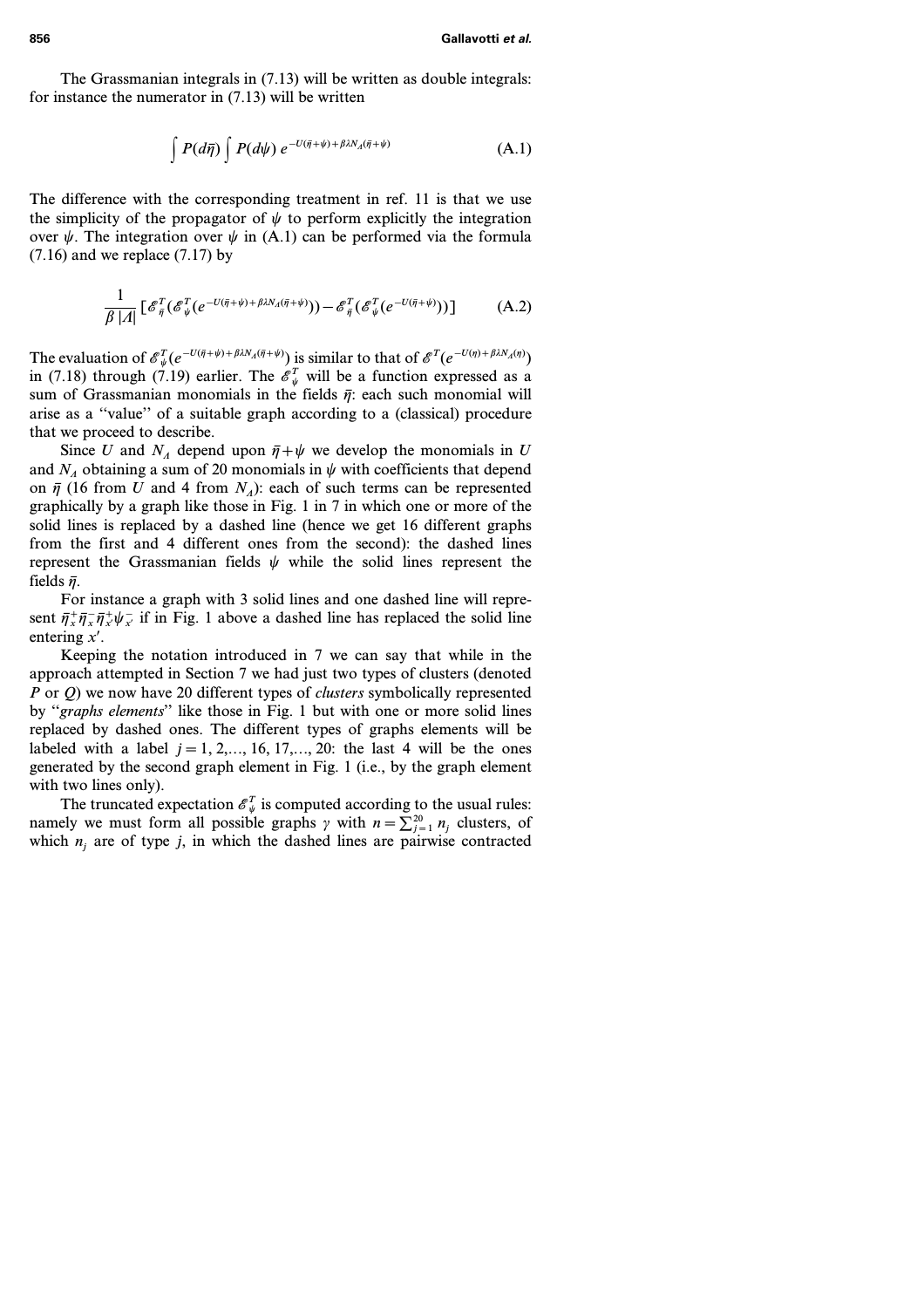The Grassmanian integrals in (7.13) will be written as double integrals: for instance the numerator in (7.13) will be written

$$\int P(d\bar{\eta}) \int P(d\psi)\, e^{-U(\bar{\eta}+\psi)+\beta\lambda N_A(\bar{\eta}+\psi)} \tag{A.1}$$

The difference with the corresponding treatment in ref. 11 is that we use the simplicity of the propagator of $\psi$ to perform explicitly the integration over $\psi$. The integration over $\psi$ in (A.1) can be performed via the formula (7.16) and we replace (7.17) by

$$\frac{1}{\beta\,|A|}\left[\mathscr{E}^T_{\bar{\eta}}(\mathscr{E}^T_{\psi}(e^{-U(\bar{\eta}+\psi)+\beta\lambda N_A(\bar{\eta}+\psi)})) - \mathscr{E}^T_{\bar{\eta}}(\mathscr{E}^T_{\psi}(e^{-U(\bar{\eta}+\psi)}))\right] \tag{A.2}$$

The evaluation of $\mathscr{E}^T_{\psi}(e^{-U(\bar{\eta}+\psi)+\beta\lambda N_A(\bar{\eta}+\psi)})$ is similar to that of $\mathscr{E}^T(e^{-U(\eta)+\beta\lambda N_A(\eta)})$ in (7.18) through (7.19) earlier. The $\mathscr{E}^T_{\psi}$ will be a function expressed as a sum of Grassmanian monomials in the fields $\bar{\eta}$: each such monomial will arise as a "value" of a suitable graph according to a (classical) procedure that we proceed to describe.

Since $U$ and $N_A$ depend upon $\bar{\eta}+\psi$ we develop the monomials in $U$ and $N_A$ obtaining a sum of 20 monomials in $\psi$ with coefficients that depend on $\bar{\eta}$ (16 from $U$ and 4 from $N_A$): each of such terms can be represented graphically by a graph like those in Fig. 1 in 7 in which one or more of the solid lines is replaced by a dashed line (hence we get 16 different graphs from the first and 4 different ones from the second): the dashed lines represent the Grassmanian fields $\psi$ while the solid lines represent the fields $\bar{\eta}$.

For instance a graph with 3 solid lines and one dashed line will represent $\bar{\eta}^+_x\bar{\eta}^-_x\bar{\eta}^+_x\psi^-_{x'}$ if in Fig. 1 above a dashed line has replaced the solid line entering $x'$.

Keeping the notation introduced in 7 we can say that while in the approach attempted in Section 7 we had just two types of clusters (denoted $P$ or $Q$) we now have 20 different types of *clusters* symbolically represented by "*graphs elements*" like those in Fig. 1 but with one or more solid lines replaced by dashed ones. The different types of graphs elements will be labeled with a label $j = 1, 2,..., 16, 17,..., 20$: the last 4 will be the ones generated by the second graph element in Fig. 1 (i.e., by the graph element with two lines only).

The truncated expectation $\mathscr{E}^T_{\psi}$ is computed according to the usual rules: namely we must form all possible graphs $\gamma$ with $n = \sum_{j=1}^{20} n_j$ clusters, of which $n_j$ are of type $j$, in which the dashed lines are pairwise contracted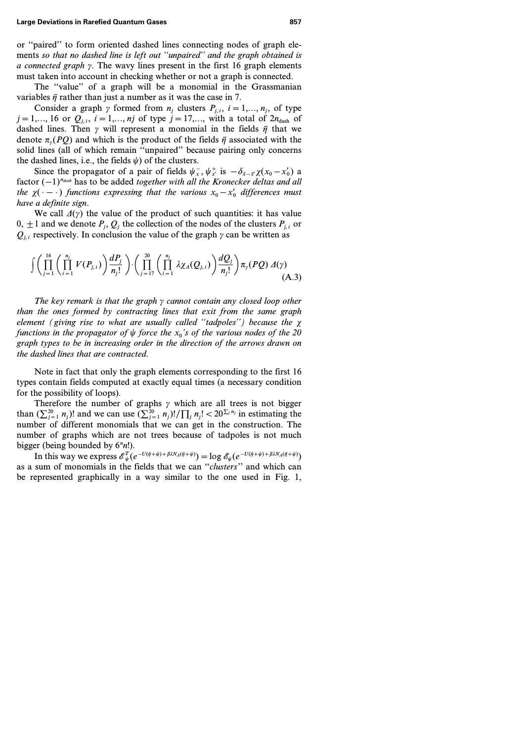or "paired" to form oriented dashed lines connecting nodes of graph elements *so that no dashed line is left out "unpaired" and the graph obtained is a connected graph* $\gamma$. The wavy lines present in the first 16 graph elements must taken into account in checking whether or not a graph is connected.

The "value" of a graph will be a monomial in the Grassmanian variables $\bar{\eta}$ rather than just a number as it was the case in 7.

Consider a graph $\gamma$ formed from $n_j$ clusters $P_{j,i}$, $i = 1,..., n_j$, of type $j = 1,..., 16$ or $Q_{j,i}$, $i = 1,..., nj$ of type $j = 17,...,$ with a total of $2n_{\text{dash}}$ of dashed lines. Then $\gamma$ will represent a monomial in the fields $\bar{\eta}$ that we denote $\pi_\gamma(PQ)$ and which is the product of the fields $\bar{\eta}$ associated with the solid lines (all of which remain "unpaired" because pairing only concerns the dashed lines, i.e., the fields $\psi$) of the clusters.

Since the propagator of a pair of fields $\psi^-_x, \psi^+_{x'}$ is $-\delta_{\vec{x}-\vec{x}'}\chi(x_0 - x'_0)$ a factor $(-1)^{n_{dash}}$ has to be added *together with all the Kronecker deltas and all the* $\chi(\cdot - \cdot)$ *functions expressing that the various* $x_0 - x'_0$ *differences must have a definite sign*.

We call $\Delta(\gamma)$ the value of the product of such quantities: it has value $0, \pm 1$ and we denote $P_j, Q_j$ the collection of the nodes of the clusters $P_{j,i}$ or $Q_{j,i}$ respectively. In conclusion the value of the graph $\gamma$ can be written as

$$\int \left( \prod_{j=1}^{16} \left( \prod_{i=1}^{n_j} V(P_{j,i}) \right) \frac{dP_j}{n_j!} \right) \cdot \left( \prod_{j=17}^{20} \left( \prod_{i=1}^{n_j} \lambda \chi_A(Q_{j,i}) \right) \frac{dQ_j}{n_j!} \right) \pi_\gamma(PQ)\, \Delta(\gamma) \tag{A.3}$$

*The key remark is that the graph* $\gamma$ *cannot contain any closed loop other than the ones formed by contracting lines that exit from the same graph element (giving rise to what are usually called "tadpoles") because the* $\chi$ *functions in the propagator of* $\psi$ *force the* $x_0$*'s of the various nodes of the 20 graph types to be in increasing order in the direction of the arrows drawn on the dashed lines that are contracted.*

Note in fact that only the graph elements corresponding to the first 16 types contain fields computed at exactly equal times (a necessary condition for the possibility of loops).

Therefore the number of graphs $\gamma$ which are all trees is not bigger than $(\sum_{j=1}^{20} n_j)!$ and we can use $(\sum_{j=1}^{20} n_j)!/\prod_j n_j! < 20^{\sum_j n_j}$ in estimating the number of different monomials that we can get in the construction. The number of graphs which are not trees because of tadpoles is not much bigger (being bounded by $6^n n!$).

In this way we express $\mathscr{E}^T_\psi(e^{-U(\bar{\eta}+\psi)+\beta\lambda N_A(\bar{\eta}+\psi)}) = \log \mathscr{E}_\psi(e^{-U(\bar{\eta}+\psi)+\beta\lambda N_A(\bar{\eta}+\psi)})$ as a sum of monomials in the fields that we can "*clusters*" and which can be represented graphically in a way similar to the one used in Fig. 1,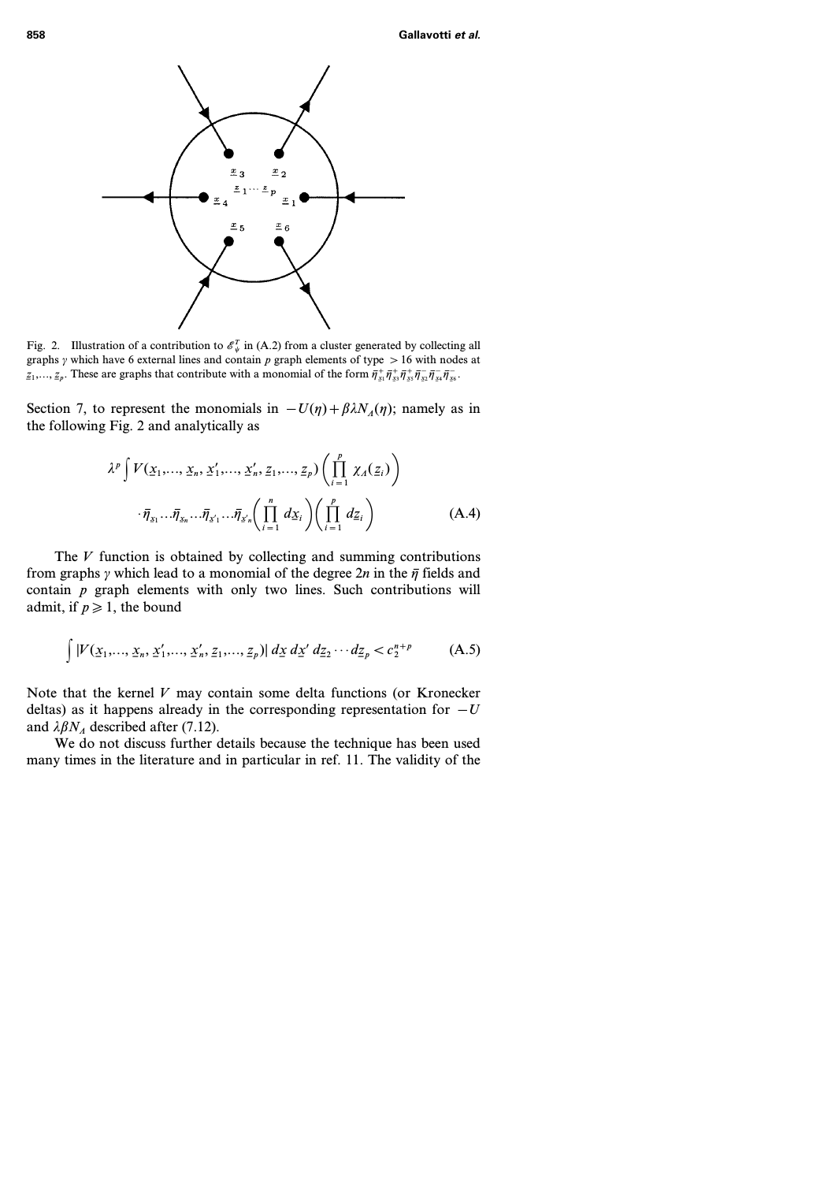Fig. 2. Illustration of a contribution to $\mathscr{E}_\psi^T$ in (A.2) from a cluster generated by collecting all graphs $\gamma$ which have 6 external lines and contain $p$ graph elements of type $> 16$ with nodes at $\underline{z}_1,..., \underline{z}_p$. These are graphs that contribute with a monomial of the form $\bar{\eta}^+_{\underline{x}_1}\bar{\eta}^+_{\underline{x}_3}\bar{\eta}^+_{\underline{x}_5}\bar{\eta}^-_{\underline{x}_2}\bar{\eta}^-_{\underline{x}_4}\bar{\eta}^-_{\underline{x}_6}$.

Section 7, to represent the monomials in $-U(\eta) + \beta\lambda N_\Lambda(\eta)$; namely as in the following Fig. 2 and analytically as

$$\lambda^p \int V(\underline{x}_1,..., \underline{x}_n, \underline{x}'_1,..., \underline{x}'_n, \underline{z}_1,..., \underline{z}_p)\left(\prod_{i=1}^{p} \chi_\Lambda(\underline{z}_i)\right)$$
$$\cdot \bar{\eta}_{\underline{x}_1} \cdots \bar{\eta}_{\underline{x}_n} \cdots \bar{\eta}_{\underline{x}'_1} \cdots \bar{\eta}_{\underline{x}'_n}\left(\prod_{i=1}^{n} d\underline{x}_i\right)\left(\prod_{i=1}^{p} d\underline{z}_i\right) \tag{A.4}$$

The $V$ function is obtained by collecting and summing contributions from graphs $\gamma$ which lead to a monomial of the degree $2n$ in the $\bar{\eta}$ fields and contain $p$ graph elements with only two lines. Such contributions will admit, if $p \geqslant 1$, the bound

$$\int |V(\underline{x}_1,..., \underline{x}_n, \underline{x}'_1,..., \underline{x}'_n, \underline{z}_1,..., \underline{z}_p)| \, d\underline{x} \, d\underline{x}' \, d\underline{z}_2 \cdots d\underline{z}_p < c_2^{n+p} \tag{A.5}$$

Note that the kernel $V$ may contain some delta functions (or Kronecker deltas) as it happens already in the corresponding representation for $-U$ and $\lambda\beta N_\Lambda$ described after (7.12).

We do not discuss further details because the technique has been used many times in the literature and in particular in ref. 11. The validity of the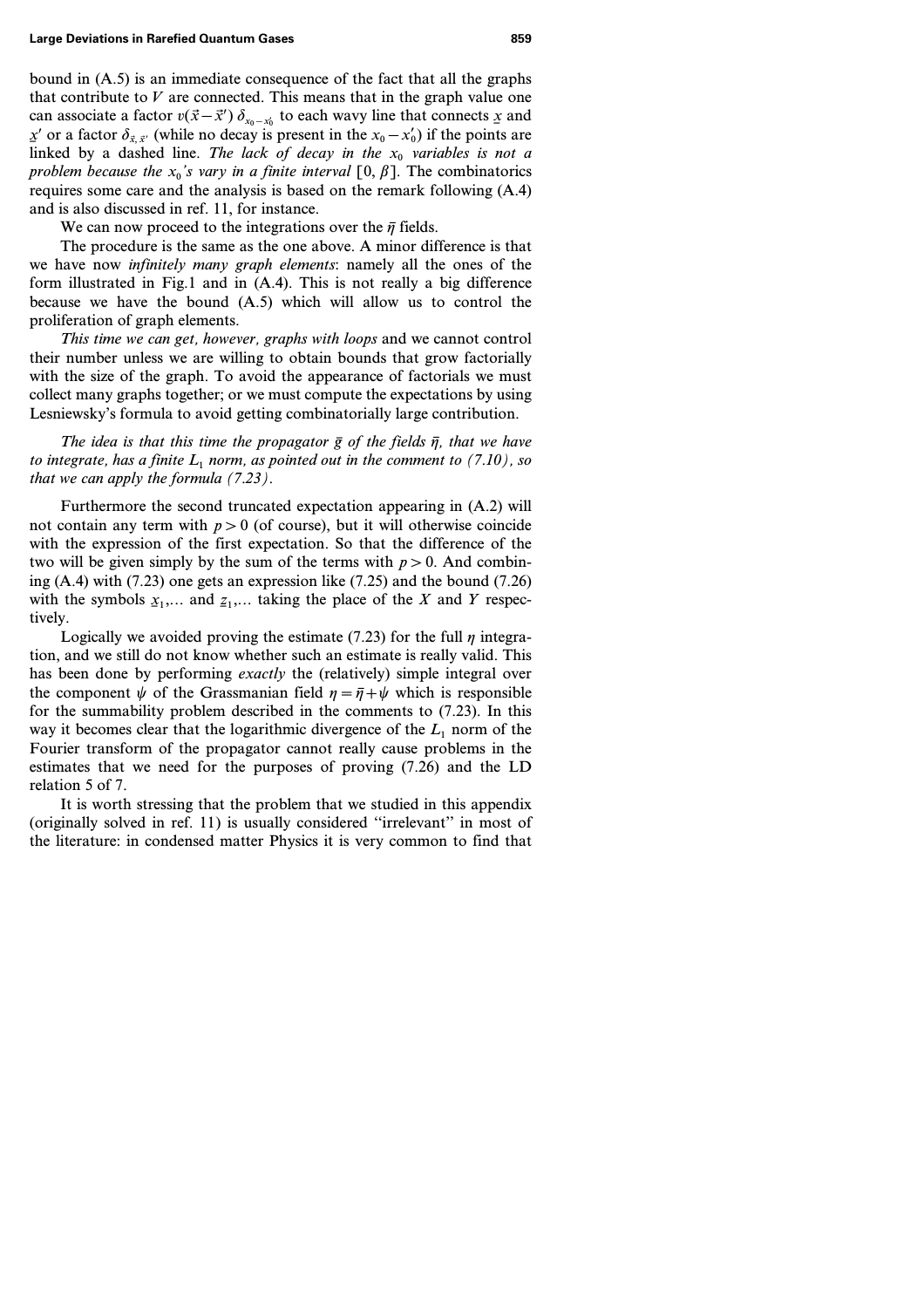bound in (A.5) is an immediate consequence of the fact that all the graphs that contribute to $V$ are connected. This means that in the graph value one can associate a factor $v(\vec{x}-\vec{x}')\,\delta_{x_0-x_0'}$ to each wavy line that connects $\underline{x}$ and $\underline{x}'$ or a factor $\delta_{\vec{x},\vec{x}'}$ (while no decay is present in the $x_0 - x_0'$) if the points are linked by a dashed line. *The lack of decay in the $x_0$ variables is not a problem because the $x_0$'s vary in a finite interval $[0, \beta]$.* The combinatorics requires some care and the analysis is based on the remark following (A.4) and is also discussed in ref. 11, for instance.

We can now proceed to the integrations over the $\bar{\eta}$ fields.

The procedure is the same as the one above. A minor difference is that we have now *infinitely many graph elements*: namely all the ones of the form illustrated in Fig.1 and in (A.4). This is not really a big difference because we have the bound (A.5) which will allow us to control the proliferation of graph elements.

*This time we can get, however, graphs with loops* and we cannot control their number unless we are willing to obtain bounds that grow factorially with the size of the graph. To avoid the appearance of factorials we must collect many graphs together; or we must compute the expectations by using Lesniewsky's formula to avoid getting combinatorially large contribution.

*The idea is that this time the propagator $\bar{g}$ of the fields $\bar{\eta}$, that we have to integrate, has a finite $L_1$ norm, as pointed out in the comment to (7.10), so that we can apply the formula (7.23).*

Furthermore the second truncated expectation appearing in (A.2) will not contain any term with $p > 0$ (of course), but it will otherwise coincide with the expression of the first expectation. So that the difference of the two will be given simply by the sum of the terms with $p > 0$. And combining (A.4) with (7.23) one gets an expression like (7.25) and the bound (7.26) with the symbols $\underline{x}_1,\ldots$ and $\underline{z}_1,\ldots$ taking the place of the $X$ and $Y$ respectively.

Logically we avoided proving the estimate (7.23) for the full $\eta$ integration, and we still do not know whether such an estimate is really valid. This has been done by performing *exactly* the (relatively) simple integral over the component $\psi$ of the Grassmanian field $\eta = \bar{\eta} + \psi$ which is responsible for the summability problem described in the comments to (7.23). In this way it becomes clear that the logarithmic divergence of the $L_1$ norm of the Fourier transform of the propagator cannot really cause problems in the estimates that we need for the purposes of proving (7.26) and the LD relation 5 of 7.

It is worth stressing that the problem that we studied in this appendix (originally solved in ref. 11) is usually considered "irrelevant" in most of the literature: in condensed matter Physics it is very common to find that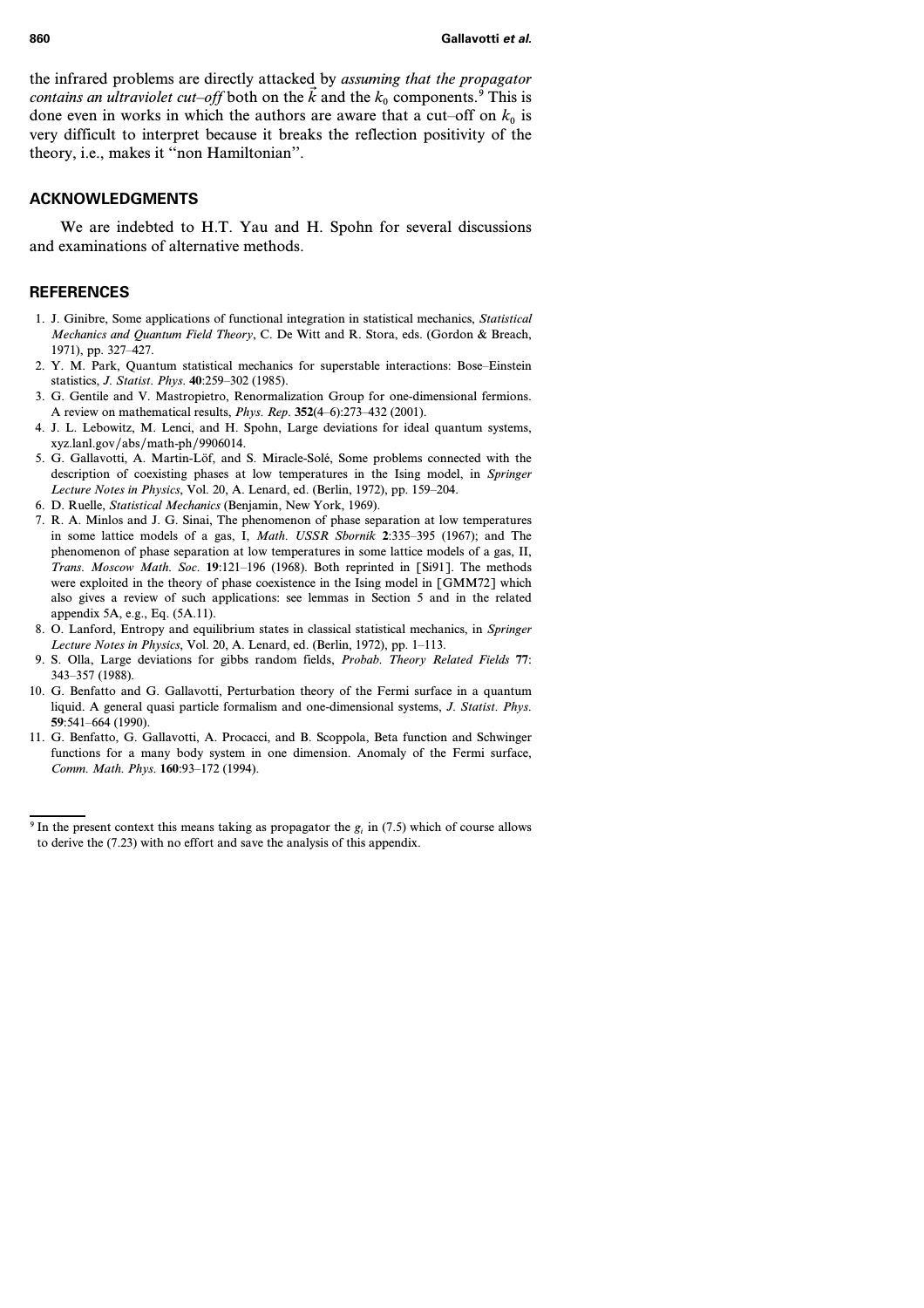the infrared problems are directly attacked by *assuming that the propagator contains an ultraviolet cut–off* both on the $\vec{k}$ and the $k_0$ components.[9] This is done even in works in which the authors are aware that a cut–off on $k_0$ is very difficult to interpret because it breaks the reflection positivity of the theory, i.e., makes it "non Hamiltonian".

## ACKNOWLEDGMENTS

We are indebted to H.T. Yau and H. Spohn for several discussions and examinations of alternative methods.

## REFERENCES

1. J. Ginibre, Some applications of functional integration in statistical mechanics, *Statistical Mechanics and Quantum Field Theory*, C. De Witt and R. Stora, eds. (Gordon & Breach, 1971), pp. 327–427.
2. Y. M. Park, Quantum statistical mechanics for superstable interactions: Bose–Einstein statistics, *J. Statist. Phys.* **40**:259–302 (1985).
3. G. Gentile and V. Mastropietro, Renormalization Group for one-dimensional fermions. A review on mathematical results, *Phys. Rep.* **352**(4–6):273–432 (2001).
4. J. L. Lebowitz, M. Lenci, and H. Spohn, Large deviations for ideal quantum systems, xyz.lanl.gov/abs/math-ph/9906014.
5. G. Gallavotti, A. Martin-Löf, and S. Miracle-Solé, Some problems connected with the description of coexisting phases at low temperatures in the Ising model, in *Springer Lecture Notes in Physics*, Vol. 20, A. Lenard, ed. (Berlin, 1972), pp. 159–204.
6. D. Ruelle, *Statistical Mechanics* (Benjamin, New York, 1969).
7. R. A. Minlos and J. G. Sinai, The phenomenon of phase separation at low temperatures in some lattice models of a gas, I, *Math. USSR Sbornik* **2**:335–395 (1967); and The phenomenon of phase separation at low temperatures in some lattice models of a gas, II, *Trans. Moscow Math. Soc.* **19**:121–196 (1968). Both reprinted in [Si91]. The methods were exploited in the theory of phase coexistence in the Ising model in [GMM72] which also gives a review of such applications: see lemmas in Section 5 and in the related appendix 5A, e.g., Eq. (5A.11).
8. O. Lanford, Entropy and equilibrium states in classical statistical mechanics, in *Springer Lecture Notes in Physics*, Vol. 20, A. Lenard, ed. (Berlin, 1972), pp. 1–113.
9. S. Olla, Large deviations for gibbs random fields, *Probab. Theory Related Fields* **77**: 343–357 (1988).
10. G. Benfatto and G. Gallavotti, Perturbation theory of the Fermi surface in a quantum liquid. A general quasi particle formalism and one-dimensional systems, *J. Statist. Phys.* **59**:541–664 (1990).
11. G. Benfatto, G. Gallavotti, A. Procacci, and B. Scoppola, Beta function and Schwinger functions for a many body system in one dimension. Anomaly of the Fermi surface, *Comm. Math. Phys.* **160**:93–172 (1994).

---

[9] In the present context this means taking as propagator the $g_i$ in (7.5) which of course allows to derive the (7.23) with no effort and save the analysis of this appendix.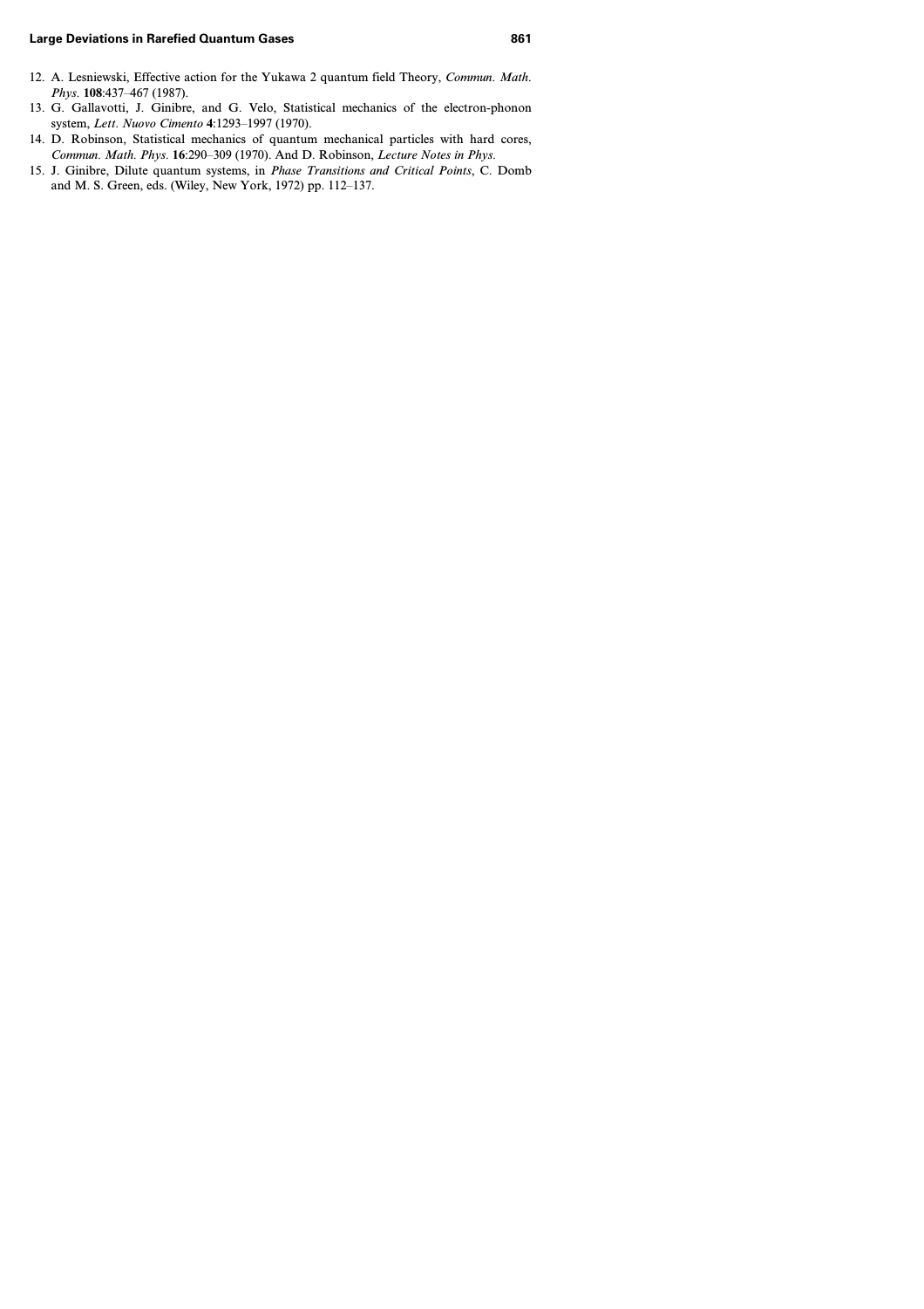12. A. Lesniewski, Effective action for the Yukawa 2 quantum field Theory, *Commun. Math. Phys.* **108**:437–467 (1987).
13. G. Gallavotti, J. Ginibre, and G. Velo, Statistical mechanics of the electron-phonon system, *Lett. Nuovo Cimento* **4**:1293–1997 (1970).
14. D. Robinson, Statistical mechanics of quantum mechanical particles with hard cores, *Commun. Math. Phys.* **16**:290–309 (1970). And D. Robinson, *Lecture Notes in Phys.*
15. J. Ginibre, Dilute quantum systems, in *Phase Transitions and Critical Points*, C. Domb and M. S. Green, eds. (Wiley, New York, 1972) pp. 112–137.